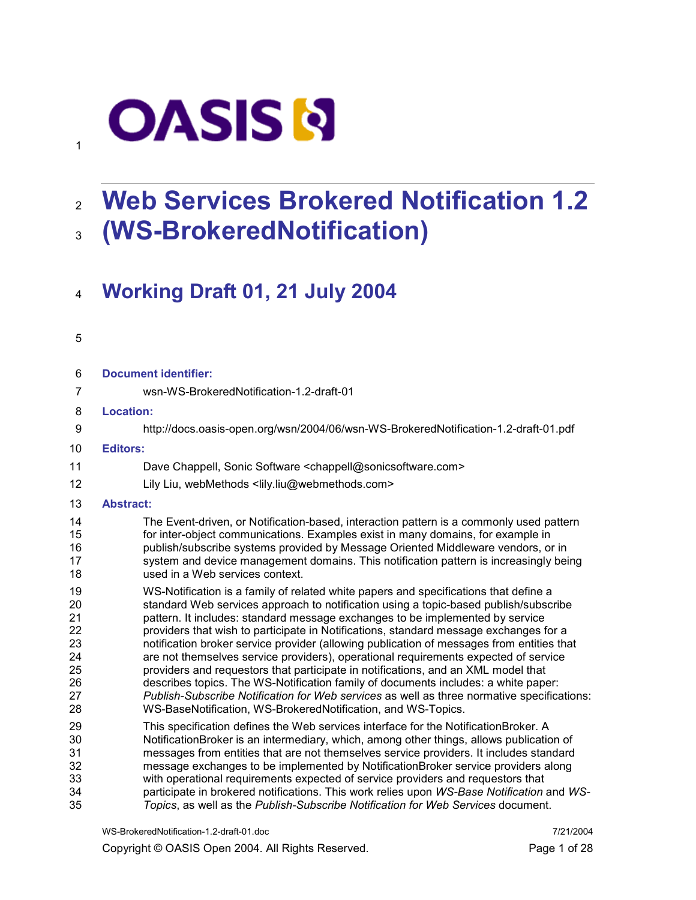# Web Services Brokered Notification 1.2 (WS-BrokeredNotification)

## Working Draft 01, 21 July 2004

**Document identifier:**

wsn-WS-BrokeredNotification-1.2-draft-01

**Location:**

http://docs.oasis-open.org/wsn/2004/06/wsn-WS-BrokeredNotification-1.2-draft-01.pdf

**Editors:**

Dave Chappell, Sonic Software <chappell@sonicsoftware.com>

Lily Liu, webMethods <lily.liu@webmethods.com>

**Abstract:**

The Event-driven, or Notification-based, interaction pattern is a commonly used pattern for inter-object communications. Examples exist in many domains, for example in publish/subscribe systems provided by Message Oriented Middleware vendors, or in system and device management domains. This notification pattern is increasingly being used in a Web services context.

WS-Notification is a family of related white papers and specifications that define a standard Web services approach to notification using a topic-based publish/subscribe pattern. It includes: standard message exchanges to be implemented by service providers that wish to participate in Notifications, standard message exchanges for a notification broker service provider (allowing publication of messages from entities that are not themselves service providers), operational requirements expected of service providers and requestors that participate in notifications, and an XML model that describes topics. The WS-Notification family of documents includes: a white paper: *Publish-Subscribe Notification for Web services* as well as three normative specifications: WS-BaseNotification, WS-BrokeredNotification, and WS-Topics.

This specification defines the Web services interface for the NotificationBroker. A NotificationBroker is an intermediary, which, among other things, allows publication of messages from entities that are not themselves service providers. It includes standard message exchanges to be implemented by NotificationBroker service providers along with operational requirements expected of service providers and requestors that participate in brokered notifications. This work relies upon *WS-Base Notification* and *WS-Topics*, as well as the *Publish-Subscribe Notification for Web Services* document.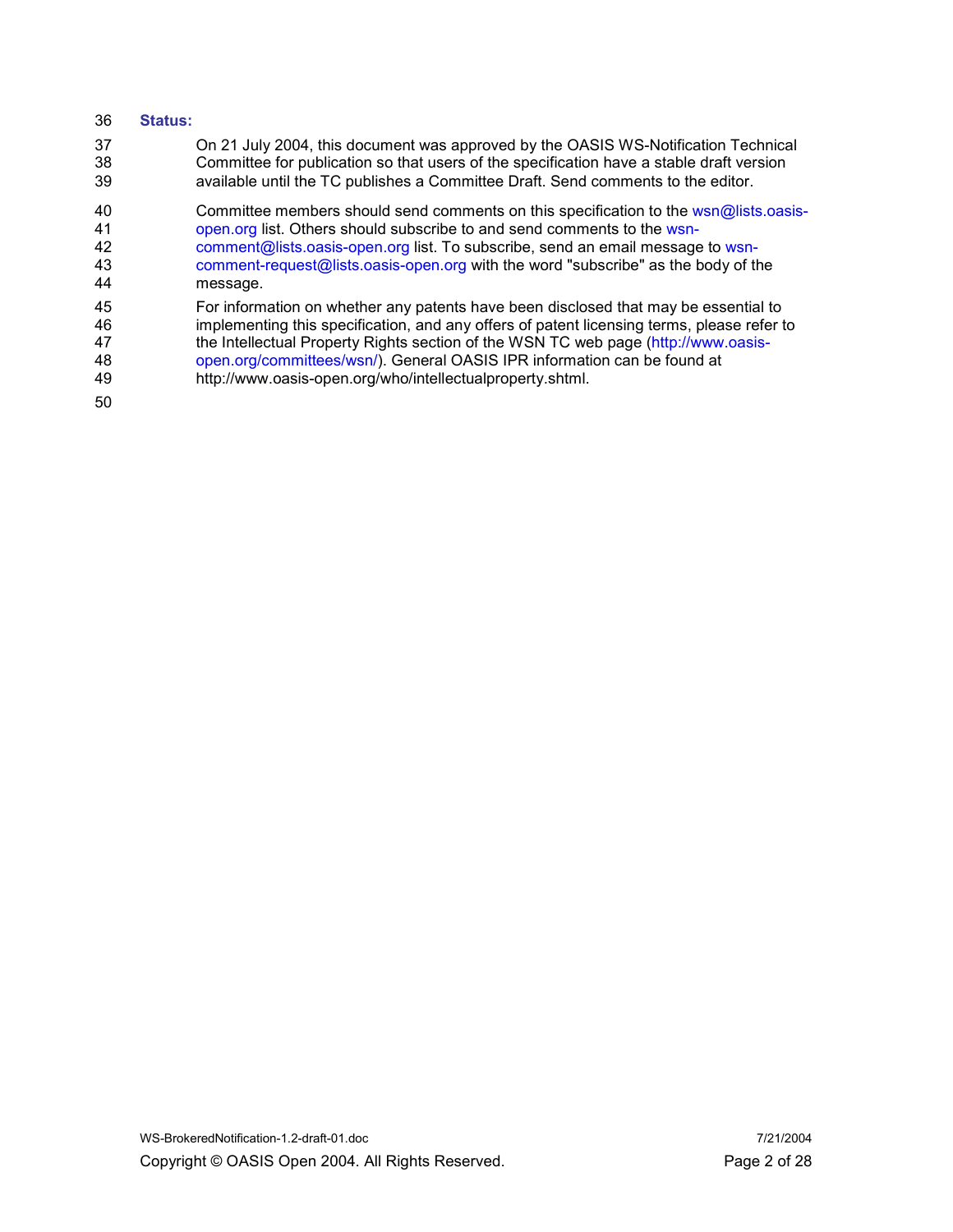**Status:**

On 21 July 2004, this document was approved by the OASIS WS-Notification Technical Committee for publication so that users of the specification have a stable draft version available until the TC publishes a Committee Draft. Send comments to the editor.

Committee members should send comments on this specification to the wsn@lists.oasis-open.org list. Others should subscribe to and send comments to the wsn-comment@lists.oasis-open.org list. To subscribe, send an email message to wsn-comment-request@lists.oasis-open.org with the word "subscribe" as the body of the message.

For information on whether any patents have been disclosed that may be essential to implementing this specification, and any offers of patent licensing terms, please refer to the Intellectual Property Rights section of the WSN TC web page (http://www.oasis-open.org/committees/wsn/). General OASIS IPR information can be found at http://www.oasis-open.org/who/intellectualproperty.shtml.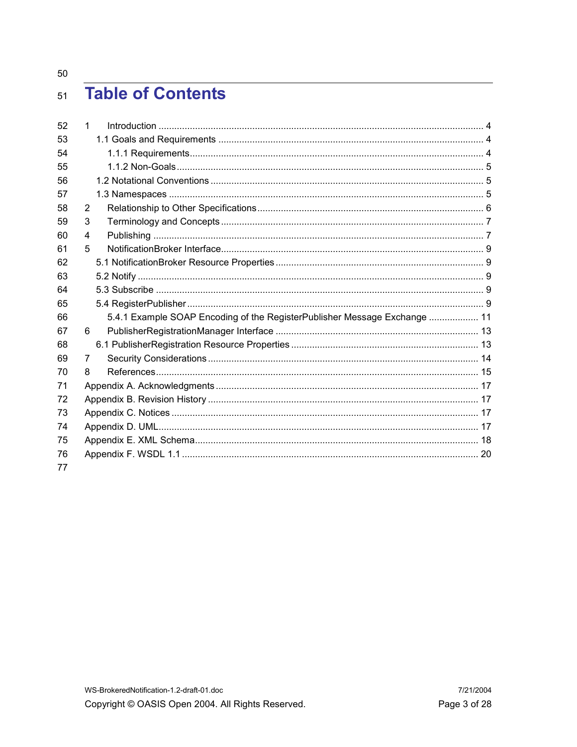# Table of Contents

1 Introduction ........................................................................................................................ 4
  1.1 Goals and Requirements ................................................................................................ 4
    1.1.1 Requirements.......................................................................................................... 4
    1.1.2 Non-Goals............................................................................................................... 5
  1.2 Notational Conventions .................................................................................................. 5
  1.3 Namespaces ................................................................................................................... 5
2 Relationship to Other Specifications .................................................................................. 6
3 Terminology and Concepts ................................................................................................ 7
4 Publishing .......................................................................................................................... 7
5 NotificationBroker Interface................................................................................................ 9
  5.1 NotificationBroker Resource Properties .......................................................................... 9
  5.2 Notify .............................................................................................................................. 9
  5.3 Subscribe ........................................................................................................................ 9
  5.4 RegisterPublisher ............................................................................................................ 9
    5.4.1 Example SOAP Encoding of the RegisterPublisher Message Exchange ................... 11
6 PublisherRegistrationManager Interface .......................................................................... 13
  6.1 PublisherRegistration Resource Properties ................................................................... 13
7 Security Considerations ................................................................................................... 14
8 References ....................................................................................................................... 15
Appendix A. Acknowledgments ............................................................................................ 17
Appendix B. Revision History ............................................................................................... 17
Appendix C. Notices ............................................................................................................. 17
Appendix D. UML.................................................................................................................. 17
Appendix E. XML Schema .................................................................................................... 18
Appendix F. WSDL 1.1 .......................................................................................................... 20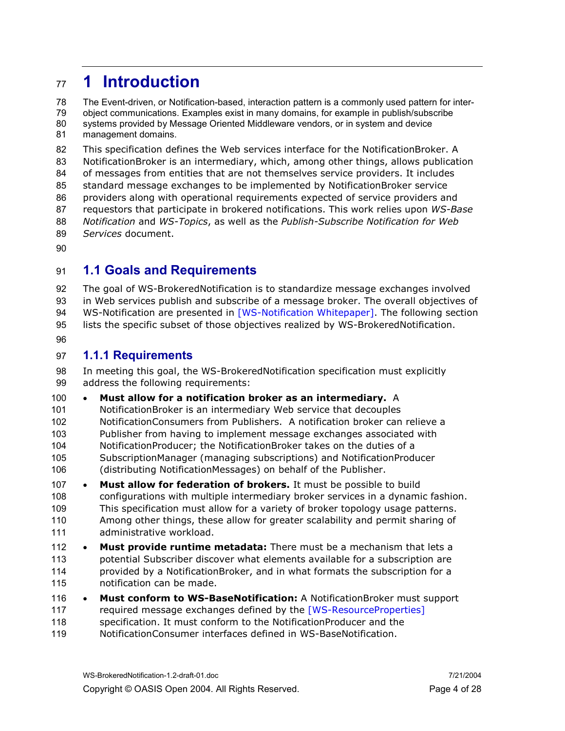# 1 Introduction

The Event-driven, or Notification-based, interaction pattern is a commonly used pattern for inter-object communications. Examples exist in many domains, for example in publish/subscribe systems provided by Message Oriented Middleware vendors, or in system and device management domains.

This specification defines the Web services interface for the NotificationBroker. A NotificationBroker is an intermediary, which, among other things, allows publication of messages from entities that are not themselves service providers. It includes standard message exchanges to be implemented by NotificationBroker service providers along with operational requirements expected of service providers and requestors that participate in brokered notifications. This work relies upon *WS-Base Notification* and *WS-Topics*, as well as the *Publish-Subscribe Notification for Web Services* document.

## 1.1 Goals and Requirements

The goal of WS-BrokeredNotification is to standardize message exchanges involved in Web services publish and subscribe of a message broker. The overall objectives of WS-Notification are presented in [WS-Notification Whitepaper]. The following section lists the specific subset of those objectives realized by WS-BrokeredNotification.

### 1.1.1 Requirements

In meeting this goal, the WS-BrokeredNotification specification must explicitly address the following requirements:

- **Must allow for a notification broker as an intermediary.** A NotificationBroker is an intermediary Web service that decouples NotificationConsumers from Publishers. A notification broker can relieve a Publisher from having to implement message exchanges associated with NotificationProducer; the NotificationBroker takes on the duties of a SubscriptionManager (managing subscriptions) and NotificationProducer (distributing NotificationMessages) on behalf of the Publisher.
- **Must allow for federation of brokers.** It must be possible to build configurations with multiple intermediary broker services in a dynamic fashion. This specification must allow for a variety of broker topology usage patterns. Among other things, these allow for greater scalability and permit sharing of administrative workload.
- **Must provide runtime metadata:** There must be a mechanism that lets a potential Subscriber discover what elements available for a subscription are provided by a NotificationBroker, and in what formats the subscription for a notification can be made.
- **Must conform to WS-BaseNotification:** A NotificationBroker must support required message exchanges defined by the [WS-ResourceProperties] specification. It must conform to the NotificationProducer and the NotificationConsumer interfaces defined in WS-BaseNotification.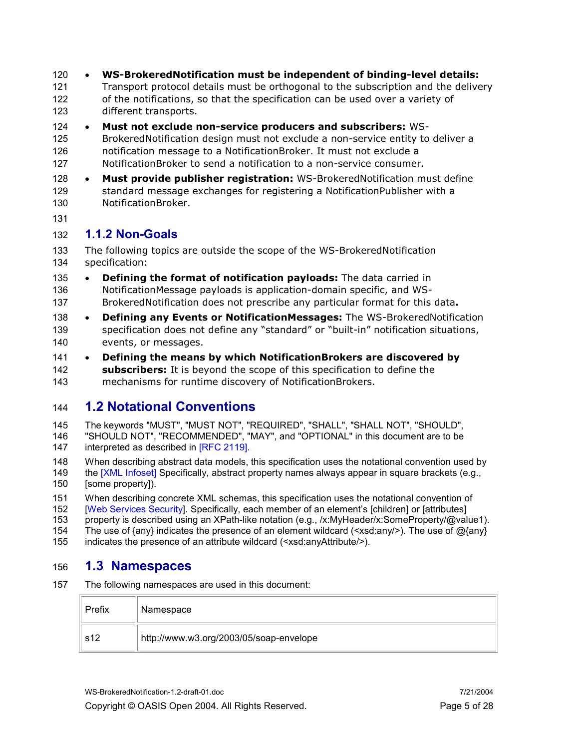- **WS-BrokeredNotification must be independent of binding-level details:** Transport protocol details must be orthogonal to the subscription and the delivery of the notifications, so that the specification can be used over a variety of different transports.
- **Must not exclude non-service producers and subscribers:** WS-BrokeredNotification design must not exclude a non-service entity to deliver a notification message to a NotificationBroker. It must not exclude a NotificationBroker to send a notification to a non-service consumer.
- **Must provide publisher registration:** WS-BrokeredNotification must define standard message exchanges for registering a NotificationPublisher with a NotificationBroker.

### 1.1.2 Non-Goals

The following topics are outside the scope of the WS-BrokeredNotification specification:

- **Defining the format of notification payloads:** The data carried in NotificationMessage payloads is application-domain specific, and WS-BrokeredNotification does not prescribe any particular format for this data**.**
- **Defining any Events or NotificationMessages:** The WS-BrokeredNotification specification does not define any "standard" or "built-in" notification situations, events, or messages.
- **Defining the means by which NotificationBrokers are discovered by subscribers:** It is beyond the scope of this specification to define the mechanisms for runtime discovery of NotificationBrokers.

## 1.2 Notational Conventions

The keywords "MUST", "MUST NOT", "REQUIRED", "SHALL", "SHALL NOT", "SHOULD", "SHOULD NOT", "RECOMMENDED", "MAY", and "OPTIONAL" in this document are to be interpreted as described in [RFC 2119].

When describing abstract data models, this specification uses the notational convention used by the [XML Infoset] Specifically, abstract property names always appear in square brackets (e.g., [some property]).

When describing concrete XML schemas, this specification uses the notational convention of [Web Services Security]. Specifically, each member of an element's [children] or [attributes] property is described using an XPath-like notation (e.g., /x:MyHeader/x:SomeProperty/@value1). The use of {any} indicates the presence of an element wildcard (<xsd:any/>). The use of @{any} indicates the presence of an attribute wildcard (<xsd:anyAttribute/>).

## 1.3 Namespaces

The following namespaces are used in this document:

| Prefix | Namespace |
|---|---|
| s12 | http://www.w3.org/2003/05/soap-envelope |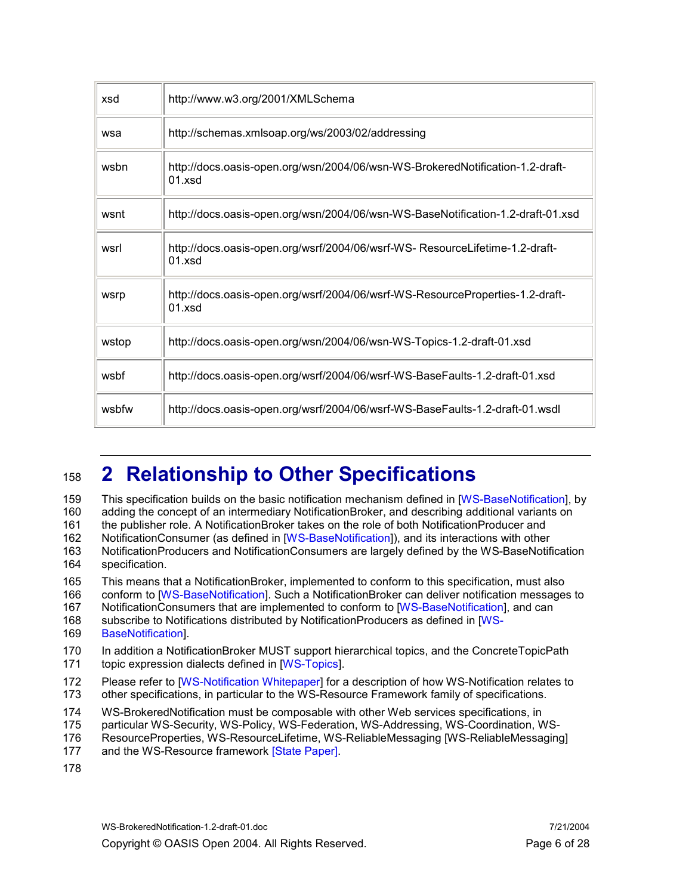| | |
|---|---|
| xsd | http://www.w3.org/2001/XMLSchema |
| wsa | http://schemas.xmlsoap.org/ws/2003/02/addressing |
| wsbn | http://docs.oasis-open.org/wsn/2004/06/wsn-WS-BrokeredNotification-1.2-draft-01.xsd |
| wsnt | http://docs.oasis-open.org/wsn/2004/06/wsn-WS-BaseNotification-1.2-draft-01.xsd |
| wsrl | http://docs.oasis-open.org/wsrf/2004/06/wsrf-WS- ResourceLifetime-1.2-draft-01.xsd |
| wsrp | http://docs.oasis-open.org/wsrf/2004/06/wsrf-WS-ResourceProperties-1.2-draft-01.xsd |
| wstop | http://docs.oasis-open.org/wsn/2004/06/wsn-WS-Topics-1.2-draft-01.xsd |
| wsbf | http://docs.oasis-open.org/wsrf/2004/06/wsrf-WS-BaseFaults-1.2-draft-01.xsd |
| wsbfw | http://docs.oasis-open.org/wsrf/2004/06/wsrf-WS-BaseFaults-1.2-draft-01.wsdl |

# 2 Relationship to Other Specifications

This specification builds on the basic notification mechanism defined in [WS-BaseNotification], by adding the concept of an intermediary NotificationBroker, and describing additional variants on the publisher role. A NotificationBroker takes on the role of both NotificationProducer and NotificationConsumer (as defined in [WS-BaseNotification]), and its interactions with other NotificationProducers and NotificationConsumers are largely defined by the WS-BaseNotification specification.

This means that a NotificationBroker, implemented to conform to this specification, must also conform to [WS-BaseNotification]. Such a NotificationBroker can deliver notification messages to NotificationConsumers that are implemented to conform to [WS-BaseNotification], and can subscribe to Notifications distributed by NotificationProducers as defined in [WS-BaseNotification].

In addition a NotificationBroker MUST support hierarchical topics, and the ConcreteTopicPath topic expression dialects defined in [WS-Topics].

Please refer to [WS-Notification Whitepaper] for a description of how WS-Notification relates to other specifications, in particular to the WS-Resource Framework family of specifications.

WS-BrokeredNotification must be composable with other Web services specifications, in particular WS-Security, WS-Policy, WS-Federation, WS-Addressing, WS-Coordination, WS-ResourceProperties, WS-ResourceLifetime, WS-ReliableMessaging [WS-ReliableMessaging] and the WS-Resource framework [State Paper].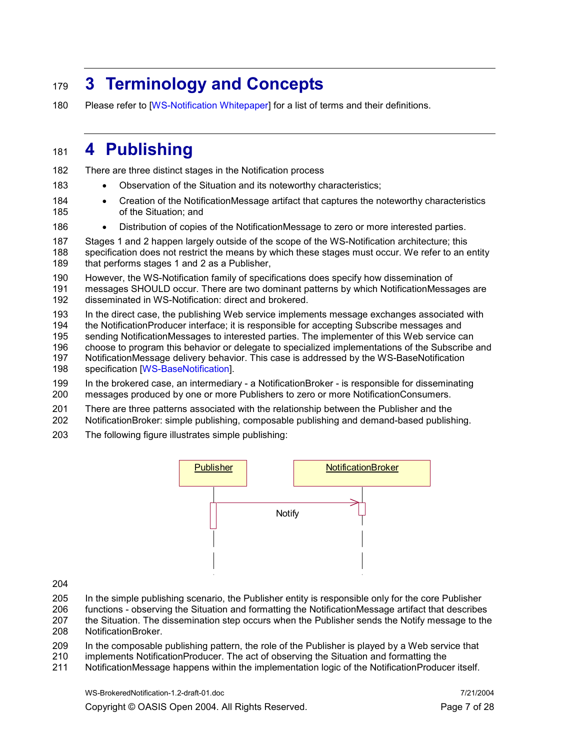# 3 Terminology and Concepts

Please refer to [WS-Notification Whitepaper] for a list of terms and their definitions.

# 4 Publishing

There are three distinct stages in the Notification process

- Observation of the Situation and its noteworthy characteristics;
- Creation of the NotificationMessage artifact that captures the noteworthy characteristics of the Situation; and
- Distribution of copies of the NotificationMessage to zero or more interested parties.

Stages 1 and 2 happen largely outside of the scope of the WS-Notification architecture; this specification does not restrict the means by which these stages must occur. We refer to an entity that performs stages 1 and 2 as a Publisher,

However, the WS-Notification family of specifications does specify how dissemination of messages SHOULD occur. There are two dominant patterns by which NotificationMessages are disseminated in WS-Notification: direct and brokered.

In the direct case, the publishing Web service implements message exchanges associated with the NotificationProducer interface; it is responsible for accepting Subscribe messages and sending NotificationMessages to interested parties. The implementer of this Web service can choose to program this behavior or delegate to specialized implementations of the Subscribe and NotificationMessage delivery behavior. This case is addressed by the WS-BaseNotification specification [WS-BaseNotification].

In the brokered case, an intermediary - a NotificationBroker - is responsible for disseminating messages produced by one or more Publishers to zero or more NotificationConsumers.

There are three patterns associated with the relationship between the Publisher and the NotificationBroker: simple publishing, composable publishing and demand-based publishing.

The following figure illustrates simple publishing:

Publisher → NotificationBroker: Notify

In the simple publishing scenario, the Publisher entity is responsible only for the core Publisher functions - observing the Situation and formatting the NotificationMessage artifact that describes the Situation. The dissemination step occurs when the Publisher sends the Notify message to the NotificationBroker.

In the composable publishing pattern, the role of the Publisher is played by a Web service that implements NotificationProducer. The act of observing the Situation and formatting the NotificationMessage happens within the implementation logic of the NotificationProducer itself.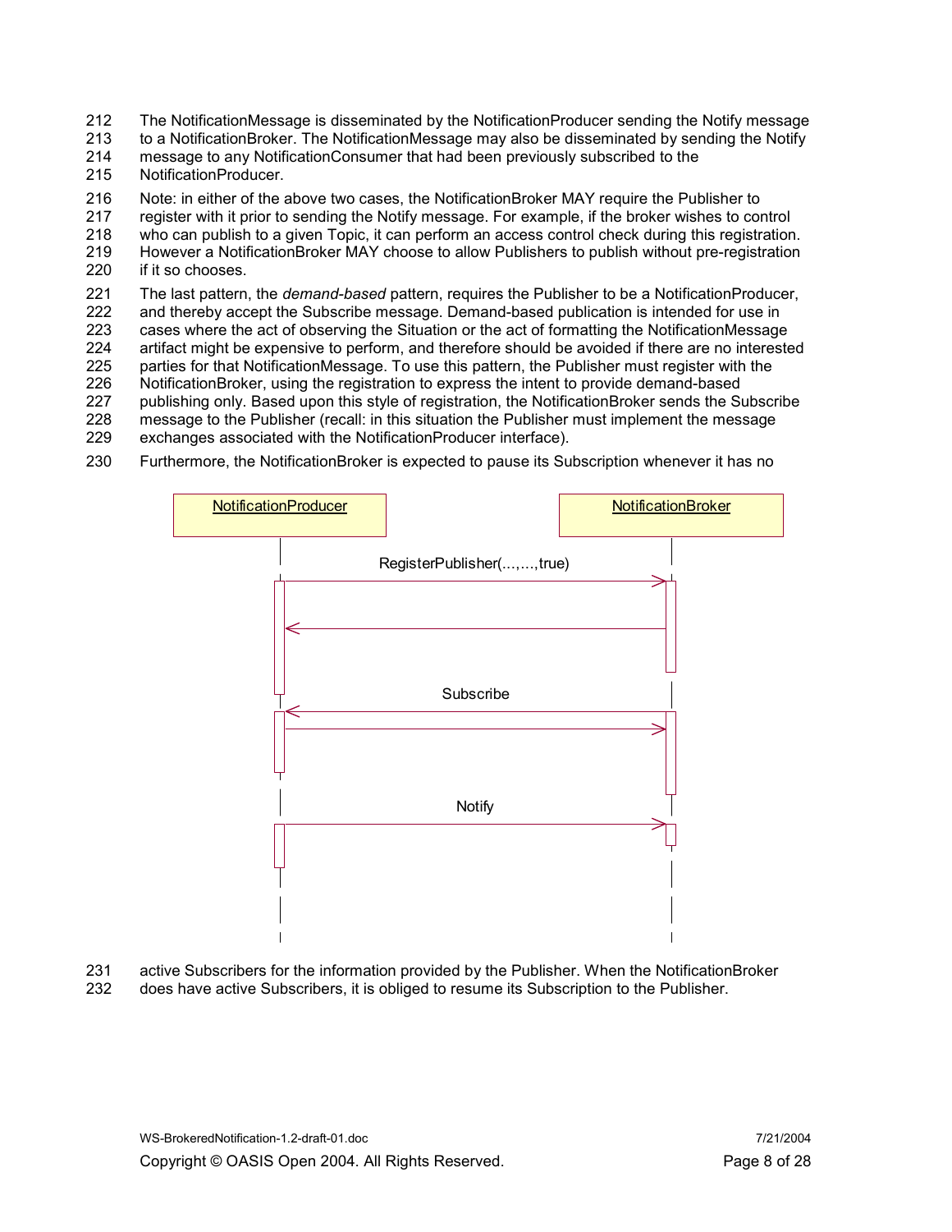The NotificationMessage is disseminated by the NotificationProducer sending the Notify message to a NotificationBroker. The NotificationMessage may also be disseminated by sending the Notify message to any NotificationConsumer that had been previously subscribed to the NotificationProducer.

Note: in either of the above two cases, the NotificationBroker MAY require the Publisher to register with it prior to sending the Notify message. For example, if the broker wishes to control who can publish to a given Topic, it can perform an access control check during this registration. However a NotificationBroker MAY choose to allow Publishers to publish without pre-registration if it so chooses.

The last pattern, the *demand-based* pattern, requires the Publisher to be a NotificationProducer, and thereby accept the Subscribe message. Demand-based publication is intended for use in cases where the act of observing the Situation or the act of formatting the NotificationMessage artifact might be expensive to perform, and therefore should be avoided if there are no interested parties for that NotificationMessage. To use this pattern, the Publisher must register with the NotificationBroker, using the registration to express the intent to provide demand-based publishing only. Based upon this style of registration, the NotificationBroker sends the Subscribe message to the Publisher (recall: in this situation the Publisher must implement the message exchanges associated with the NotificationProducer interface).

Furthermore, the NotificationBroker is expected to pause its Subscription whenever it has no active Subscribers for the information provided by the Publisher. When the NotificationBroker does have active Subscribers, it is obliged to resume its Subscription to the Publisher.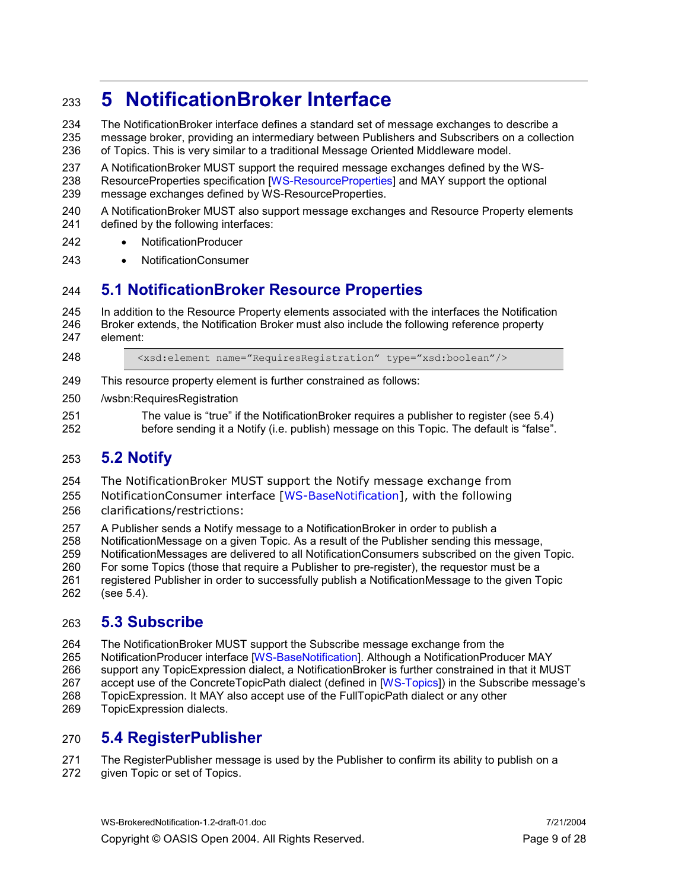# 5 NotificationBroker Interface

The NotificationBroker interface defines a standard set of message exchanges to describe a message broker, providing an intermediary between Publishers and Subscribers on a collection of Topics. This is very similar to a traditional Message Oriented Middleware model.

A NotificationBroker MUST support the required message exchanges defined by the WS-ResourceProperties specification [WS-ResourceProperties] and MAY support the optional message exchanges defined by WS-ResourceProperties.

A NotificationBroker MUST also support message exchanges and Resource Property elements defined by the following interfaces:

- NotificationProducer
- NotificationConsumer

## 5.1 NotificationBroker Resource Properties

In addition to the Resource Property elements associated with the interfaces the Notification Broker extends, the Notification Broker must also include the following reference property element:

```
<xsd:element name="RequiresRegistration" type="xsd:boolean"/>
```

This resource property element is further constrained as follows:

/wsbn:RequiresRegistration

The value is "true" if the NotificationBroker requires a publisher to register (see 5.4) before sending it a Notify (i.e. publish) message on this Topic. The default is "false".

## 5.2 Notify

The NotificationBroker MUST support the Notify message exchange from NotificationConsumer interface [WS-BaseNotification], with the following clarifications/restrictions:

A Publisher sends a Notify message to a NotificationBroker in order to publish a NotificationMessage on a given Topic. As a result of the Publisher sending this message, NotificationMessages are delivered to all NotificationConsumers subscribed on the given Topic. For some Topics (those that require a Publisher to pre-register), the requestor must be a registered Publisher in order to successfully publish a NotificationMessage to the given Topic (see 5.4).

## 5.3 Subscribe

The NotificationBroker MUST support the Subscribe message exchange from the NotificationProducer interface [WS-BaseNotification]. Although a NotificationProducer MAY support any TopicExpression dialect, a NotificationBroker is further constrained in that it MUST accept use of the ConcreteTopicPath dialect (defined in [WS-Topics]) in the Subscribe message's TopicExpression. It MAY also accept use of the FullTopicPath dialect or any other TopicExpression dialects.

## 5.4 RegisterPublisher

The RegisterPublisher message is used by the Publisher to confirm its ability to publish on a given Topic or set of Topics.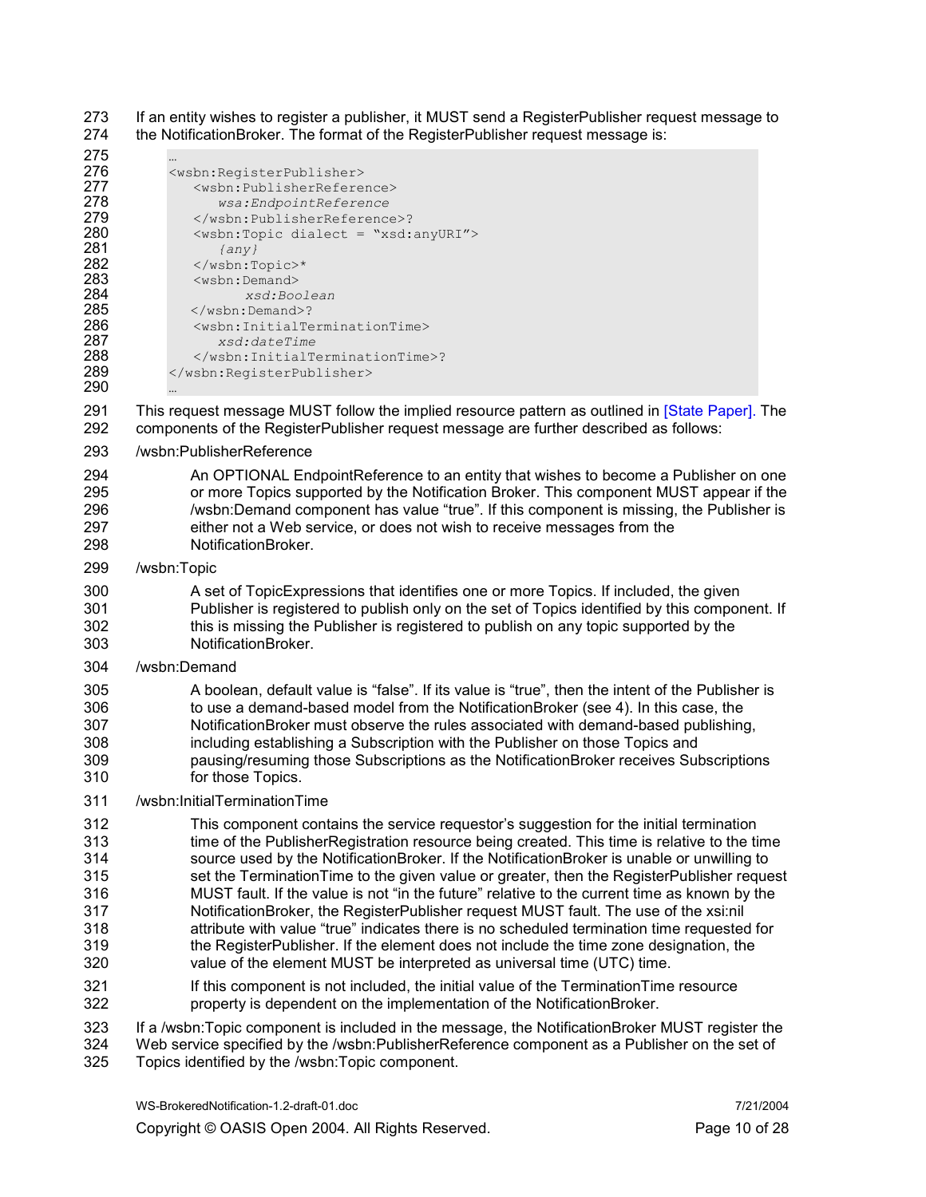If an entity wishes to register a publisher, it MUST send a RegisterPublisher request message to the NotificationBroker. The format of the RegisterPublisher request message is:

```
…
<wsbn:RegisterPublisher>
   <wsbn:PublisherReference>
      wsa:EndpointReference
   </wsbn:PublisherReference>?
   <wsbn:Topic dialect = "xsd:anyURI">
      {any}
   </wsbn:Topic>*
   <wsbn:Demand>
         xsd:Boolean
   </wsbn:Demand>?
   <wsbn:InitialTerminationTime>
      xsd:dateTime
   </wsbn:InitialTerminationTime>?
</wsbn:RegisterPublisher>
…
```

This request message MUST follow the implied resource pattern as outlined in [State Paper]. The components of the RegisterPublisher request message are further described as follows:

/wsbn:PublisherReference

> An OPTIONAL EndpointReference to an entity that wishes to become a Publisher on one or more Topics supported by the Notification Broker. This component MUST appear if the /wsbn:Demand component has value "true". If this component is missing, the Publisher is either not a Web service, or does not wish to receive messages from the NotificationBroker.

/wsbn:Topic

> A set of TopicExpressions that identifies one or more Topics. If included, the given Publisher is registered to publish only on the set of Topics identified by this component. If this is missing the Publisher is registered to publish on any topic supported by the NotificationBroker.

/wsbn:Demand

> A boolean, default value is "false". If its value is "true", then the intent of the Publisher is to use a demand-based model from the NotificationBroker (see 4). In this case, the NotificationBroker must observe the rules associated with demand-based publishing, including establishing a Subscription with the Publisher on those Topics and pausing/resuming those Subscriptions as the NotificationBroker receives Subscriptions for those Topics.

/wsbn:InitialTerminationTime

> This component contains the service requestor's suggestion for the initial termination time of the PublisherRegistration resource being created. This time is relative to the time source used by the NotificationBroker. If the NotificationBroker is unable or unwilling to set the TerminationTime to the given value or greater, then the RegisterPublisher request MUST fault. If the value is not "in the future" relative to the current time as known by the NotificationBroker, the RegisterPublisher request MUST fault. The use of the xsi:nil attribute with value "true" indicates there is no scheduled termination time requested for the RegisterPublisher. If the element does not include the time zone designation, the value of the element MUST be interpreted as universal time (UTC) time.
>
> If this component is not included, the initial value of the TerminationTime resource property is dependent on the implementation of the NotificationBroker.

If a /wsbn:Topic component is included in the message, the NotificationBroker MUST register the Web service specified by the /wsbn:PublisherReference component as a Publisher on the set of Topics identified by the /wsbn:Topic component.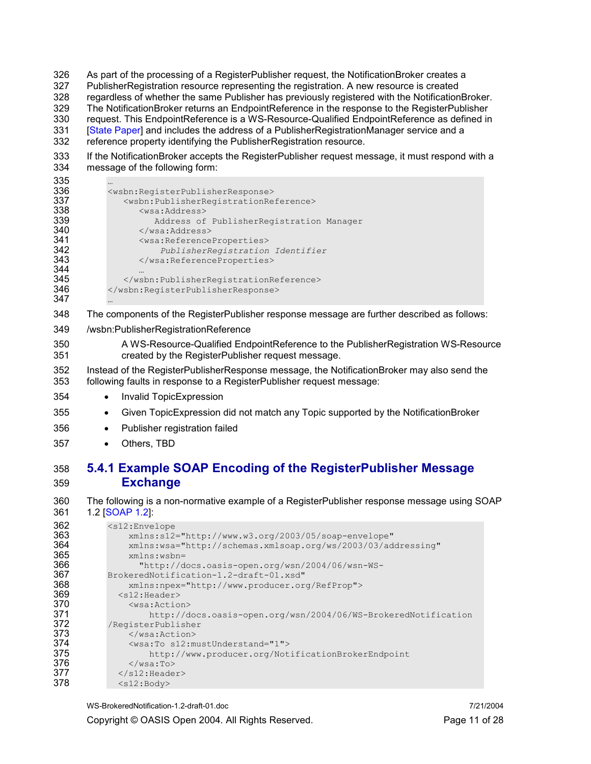As part of the processing of a RegisterPublisher request, the NotificationBroker creates a PublisherRegistration resource representing the registration. A new resource is created regardless of whether the same Publisher has previously registered with the NotificationBroker. The NotificationBroker returns an EndpointReference in the response to the RegisterPublisher request. This EndpointReference is a WS-Resource-Qualified EndpointReference as defined in [State Paper] and includes the address of a PublisherRegistrationManager service and a reference property identifying the PublisherRegistration resource.

If the NotificationBroker accepts the RegisterPublisher request message, it must respond with a message of the following form:

```
…
<wsbn:RegisterPublisherResponse>
   <wsbn:PublisherRegistrationReference>
      <wsa:Address>
         Address of PublisherRegistration Manager
      </wsa:Address>
      <wsa:ReferenceProperties>
          PublisherRegistration Identifier
      </wsa:ReferenceProperties>
      …
   </wsbn:PublisherRegistrationReference>
</wsbn:RegisterPublisherResponse>
…
```

The components of the RegisterPublisher response message are further described as follows:

/wsbn:PublisherRegistrationReference

> A WS-Resource-Qualified EndpointReference to the PublisherRegistration WS-Resource created by the RegisterPublisher request message.

Instead of the RegisterPublisherResponse message, the NotificationBroker may also send the following faults in response to a RegisterPublisher request message:

- Invalid TopicExpression
- Given TopicExpression did not match any Topic supported by the NotificationBroker
- Publisher registration failed
- Others, TBD

### 5.4.1 Example SOAP Encoding of the RegisterPublisher Message Exchange

The following is a non-normative example of a RegisterPublisher response message using SOAP 1.2 [SOAP 1.2]:

```
<s12:Envelope
    xmlns:s12="http://www.w3.org/2003/05/soap-envelope"
    xmlns:wsa="http://schemas.xmlsoap.org/ws/2003/03/addressing"
    xmlns:wsbn=
      "http://docs.oasis-open.org/wsn/2004/06/wsn-WS-
BrokeredNotification-1.2-draft-01.xsd"
    xmlns:npex="http://www.producer.org/RefProp">
  <s12:Header>
    <wsa:Action>
        http://docs.oasis-open.org/wsn/2004/06/WS-BrokeredNotification
/RegisterPublisher
    </wsa:Action>
    <wsa:To s12:mustUnderstand="1">
        http://www.producer.org/NotificationBrokerEndpoint
    </wsa:To>
  </s12:Header>
  <s12:Body>
```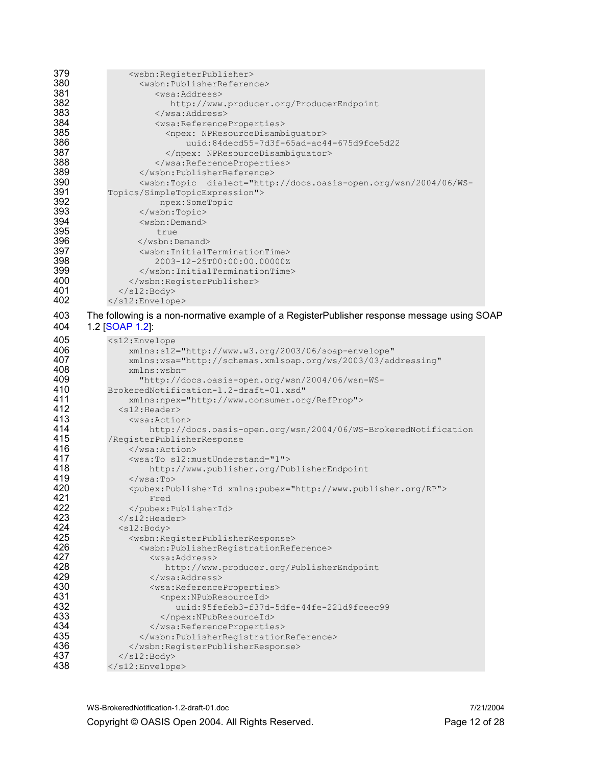```
        <wsbn:RegisterPublisher>
          <wsbn:PublisherReference>
             <wsa:Address>
                http://www.producer.org/ProducerEndpoint
             </wsa:Address>
             <wsa:ReferenceProperties>
               <npex: NPResourceDisambiguator>
                   uuid:84decd55-7d3f-65ad-ac44-675d9fce5d22
               </npex: NPResourceDisambiguator>
             </wsa:ReferenceProperties>
          </wsbn:PublisherReference>
          <wsbn:Topic  dialect="http://docs.oasis-open.org/wsn/2004/06/WS-
Topics/SimpleTopicExpression">
              npex:SomeTopic
          </wsbn:Topic>
          <wsbn:Demand>
              true
         </wsbn:Demand>
          <wsbn:InitialTerminationTime>
             2003-12-25T00:00:00.00000Z
          </wsbn:InitialTerminationTime>
        </wsbn:RegisterPublisher>
    </s12:Body>
</s12:Envelope>
```

The following is a non-normative example of a RegisterPublisher response message using SOAP 1.2 [SOAP 1.2]:

```
<s12:Envelope
    xmlns:s12="http://www.w3.org/2003/06/soap-envelope"
    xmlns:wsa="http://schemas.xmlsoap.org/ws/2003/03/addressing"
    xmlns:wsbn=
      "http://docs.oasis-open.org/wsn/2004/06/wsn-WS-
BrokeredNotification-1.2-draft-01.xsd"
    xmlns:npex="http://www.consumer.org/RefProp">
  <s12:Header>
    <wsa:Action>
        http://docs.oasis-open.org/wsn/2004/06/WS-BrokeredNotification
/RegisterPublisherResponse
    </wsa:Action>
    <wsa:To s12:mustUnderstand="1">
        http://www.publisher.org/PublisherEndpoint
    </wsa:To>
    <pubex:PublisherId xmlns:pubex="http://www.publisher.org/RP">
        Fred
    </pubex:PublisherId>
  </s12:Header>
  <s12:Body>
    <wsbn:RegisterPublisherResponse>
      <wsbn:PublisherRegistrationReference>
        <wsa:Address>
           http://www.producer.org/PublisherEndpoint
        </wsa:Address>
        <wsa:ReferenceProperties>
          <npex:NPubResourceId>
             uuid:95fefeb3-f37d-5dfe-44fe-221d9fceec99
          </npex:NPubResourceId>
        </wsa:ReferenceProperties>
      </wsbn:PublisherRegistrationReference>
    </wsbn:RegisterPublisherResponse>
  </s12:Body>
</s12:Envelope>
```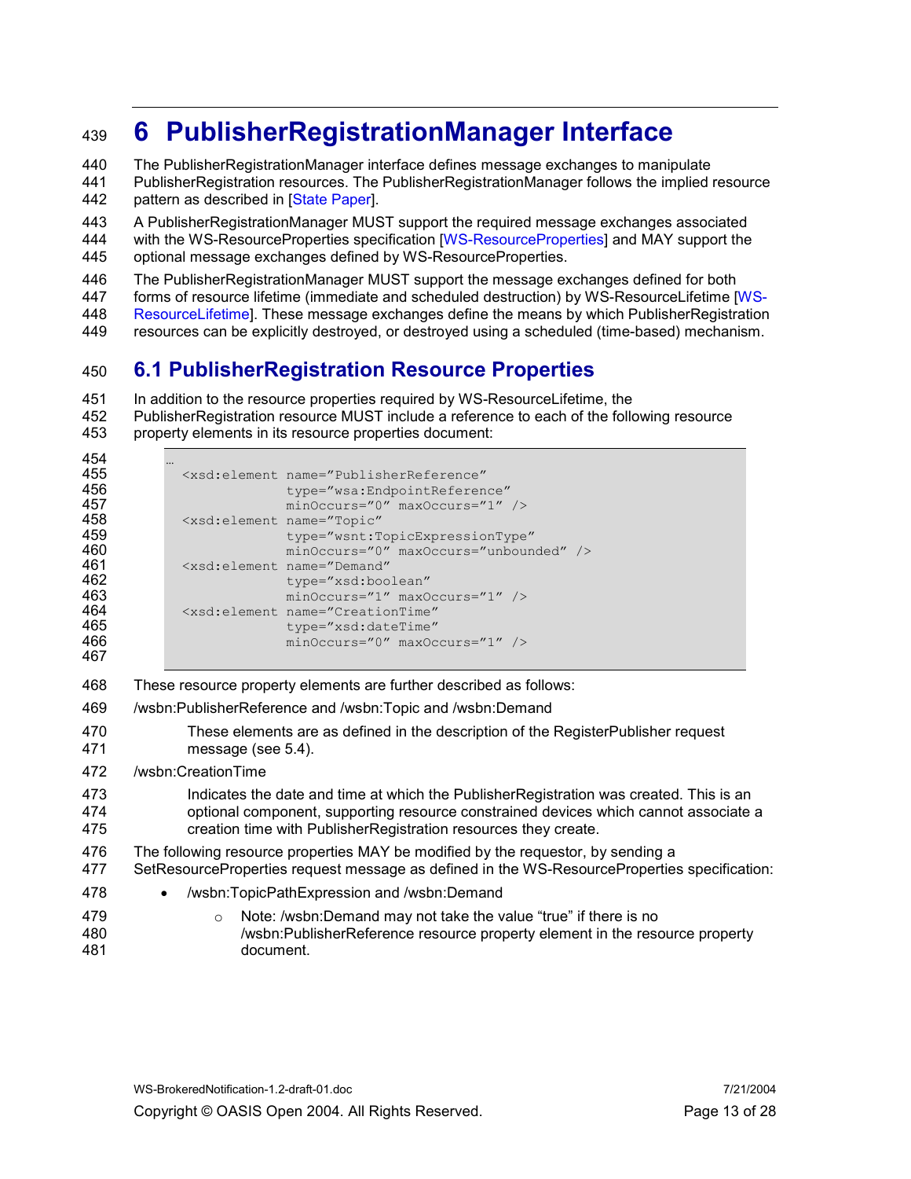# 6 PublisherRegistrationManager Interface

The PublisherRegistrationManager interface defines message exchanges to manipulate PublisherRegistration resources. The PublisherRegistrationManager follows the implied resource pattern as described in [State Paper].

A PublisherRegistrationManager MUST support the required message exchanges associated with the WS-ResourceProperties specification [WS-ResourceProperties] and MAY support the optional message exchanges defined by WS-ResourceProperties.

The PublisherRegistrationManager MUST support the message exchanges defined for both forms of resource lifetime (immediate and scheduled destruction) by WS-ResourceLifetime [WS-ResourceLifetime]. These message exchanges define the means by which PublisherRegistration resources can be explicitly destroyed, or destroyed using a scheduled (time-based) mechanism.

## 6.1 PublisherRegistration Resource Properties

In addition to the resource properties required by WS-ResourceLifetime, the PublisherRegistration resource MUST include a reference to each of the following resource property elements in its resource properties document:

```
…
  <xsd:element name="PublisherReference"
               type="wsa:EndpointReference"
               minOccurs="0" maxOccurs="1" />
  <xsd:element name="Topic"
               type="wsnt:TopicExpressionType"
               minOccurs="0" maxOccurs="unbounded" />
  <xsd:element name="Demand"
               type="xsd:boolean"
               minOccurs="1" maxOccurs="1" />
  <xsd:element name="CreationTime"
               type="xsd:dateTime"
               minOccurs="0" maxOccurs="1" />
```

These resource property elements are further described as follows:

/wsbn:PublisherReference and /wsbn:Topic and /wsbn:Demand

> These elements are as defined in the description of the RegisterPublisher request message (see 5.4).

/wsbn:CreationTime

> Indicates the date and time at which the PublisherRegistration was created. This is an optional component, supporting resource constrained devices which cannot associate a creation time with PublisherRegistration resources they create.

The following resource properties MAY be modified by the requestor, by sending a SetResourceProperties request message as defined in the WS-ResourceProperties specification:

- /wsbn:TopicPathExpression and /wsbn:Demand
  - Note: /wsbn:Demand may not take the value "true" if there is no /wsbn:PublisherReference resource property element in the resource property document.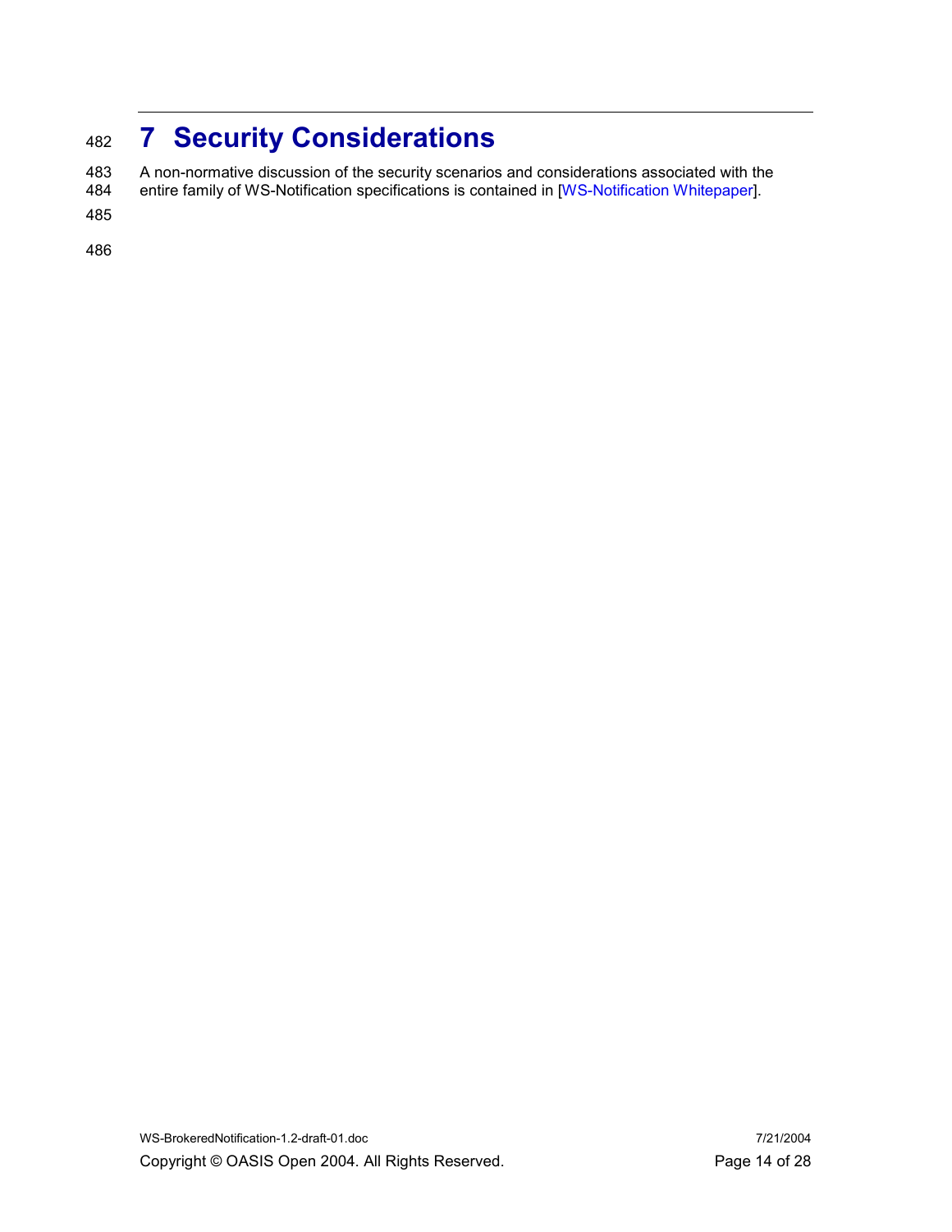# 7 Security Considerations

A non-normative discussion of the security scenarios and considerations associated with the entire family of WS-Notification specifications is contained in [WS-Notification Whitepaper].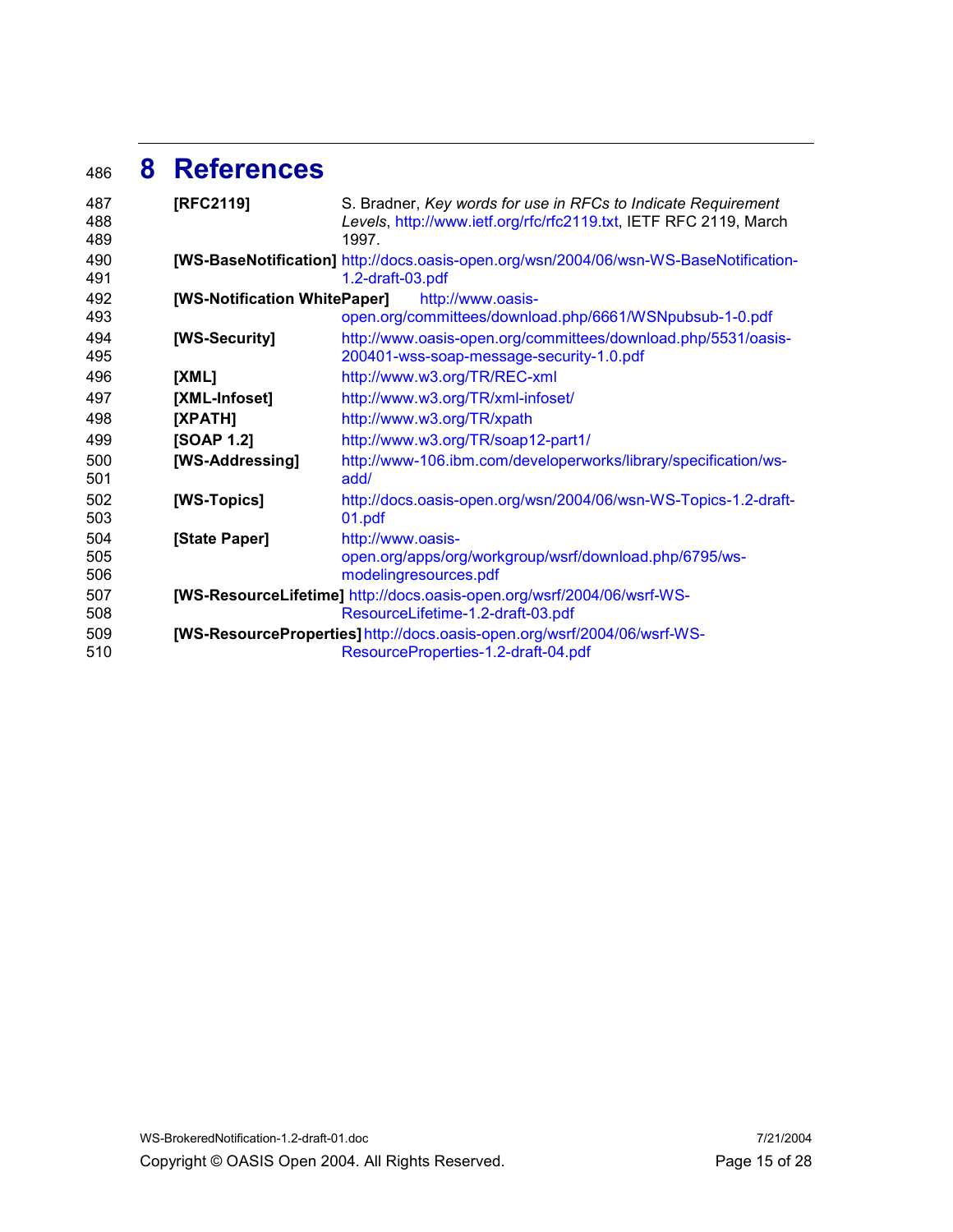# 8 References

**[RFC2119]** S. Bradner, *Key words for use in RFCs to Indicate Requirement Levels*, http://www.ietf.org/rfc/rfc2119.txt, IETF RFC 2119, March 1997.

**[WS-BaseNotification]** http://docs.oasis-open.org/wsn/2004/06/wsn-WS-BaseNotification-1.2-draft-03.pdf

**[WS-Notification WhitePaper]** http://www.oasis-open.org/committees/download.php/6661/WSNpubsub-1-0.pdf

**[WS-Security]** http://www.oasis-open.org/committees/download.php/5531/oasis-200401-wss-soap-message-security-1.0.pdf

**[XML]** http://www.w3.org/TR/REC-xml

**[XML-Infoset]** http://www.w3.org/TR/xml-infoset/

**[XPATH]** http://www.w3.org/TR/xpath

**[SOAP 1.2]** http://www.w3.org/TR/soap12-part1/

**[WS-Addressing]** http://www-106.ibm.com/developerworks/library/specification/ws-add/

**[WS-Topics]** http://docs.oasis-open.org/wsn/2004/06/wsn-WS-Topics-1.2-draft-01.pdf

**[State Paper]** http://www.oasis-open.org/apps/org/workgroup/wsrf/download.php/6795/ws-modelingresources.pdf

**[WS-ResourceLifetime]** http://docs.oasis-open.org/wsrf/2004/06/wsrf-WS-ResourceLifetime-1.2-draft-03.pdf

**[WS-ResourceProperties]** http://docs.oasis-open.org/wsrf/2004/06/wsrf-WS-ResourceProperties-1.2-draft-04.pdf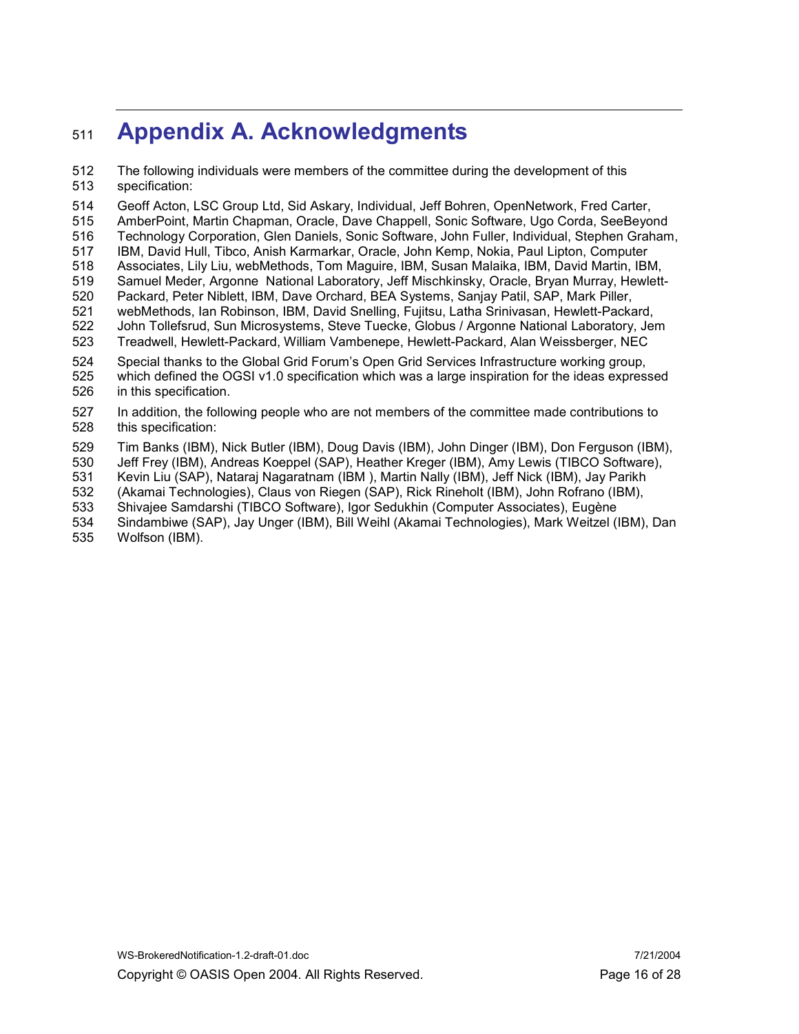# Appendix A. Acknowledgments

The following individuals were members of the committee during the development of this specification:

Geoff Acton, LSC Group Ltd, Sid Askary, Individual, Jeff Bohren, OpenNetwork, Fred Carter, AmberPoint, Martin Chapman, Oracle, Dave Chappell, Sonic Software, Ugo Corda, SeeBeyond Technology Corporation, Glen Daniels, Sonic Software, John Fuller, Individual, Stephen Graham, IBM, David Hull, Tibco, Anish Karmarkar, Oracle, John Kemp, Nokia, Paul Lipton, Computer Associates, Lily Liu, webMethods, Tom Maguire, IBM, Susan Malaika, IBM, David Martin, IBM, Samuel Meder, Argonne National Laboratory, Jeff Mischkinsky, Oracle, Bryan Murray, Hewlett-Packard, Peter Niblett, IBM, Dave Orchard, BEA Systems, Sanjay Patil, SAP, Mark Piller, webMethods, Ian Robinson, IBM, David Snelling, Fujitsu, Latha Srinivasan, Hewlett-Packard, John Tollefsrud, Sun Microsystems, Steve Tuecke, Globus / Argonne National Laboratory, Jem Treadwell, Hewlett-Packard, William Vambenepe, Hewlett-Packard, Alan Weissberger, NEC

Special thanks to the Global Grid Forum's Open Grid Services Infrastructure working group, which defined the OGSI v1.0 specification which was a large inspiration for the ideas expressed in this specification.

In addition, the following people who are not members of the committee made contributions to this specification:

Tim Banks (IBM), Nick Butler (IBM), Doug Davis (IBM), John Dinger (IBM), Don Ferguson (IBM), Jeff Frey (IBM), Andreas Koeppel (SAP), Heather Kreger (IBM), Amy Lewis (TIBCO Software), Kevin Liu (SAP), Nataraj Nagaratnam (IBM ), Martin Nally (IBM), Jeff Nick (IBM), Jay Parikh (Akamai Technologies), Claus von Riegen (SAP), Rick Rineholt (IBM), John Rofrano (IBM), Shivajee Samdarshi (TIBCO Software), Igor Sedukhin (Computer Associates), Eugène Sindambiwe (SAP), Jay Unger (IBM), Bill Weihl (Akamai Technologies), Mark Weitzel (IBM), Dan Wolfson (IBM).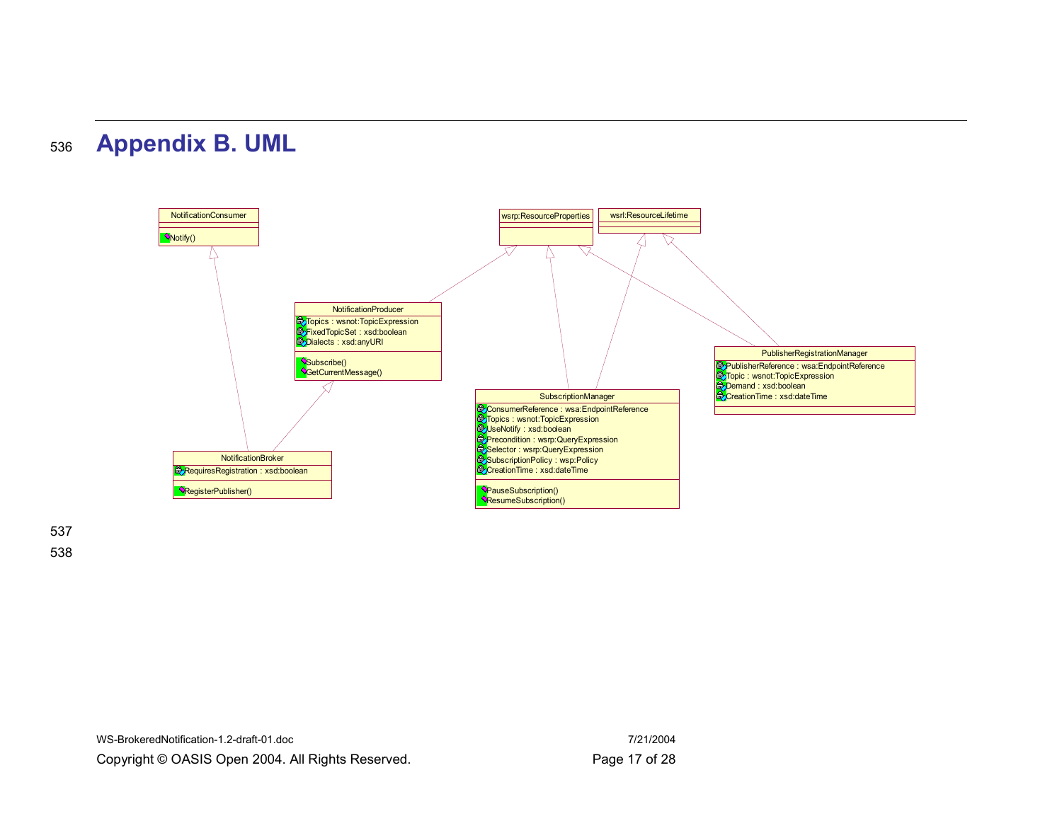# Appendix B. UML

NotificationConsumer
- Notify()

wsrp:ResourceProperties

wsrl:ResourceLifetime

NotificationProducer
- Topics : wsnot:TopicExpression
- FixedTopicSet : xsd:boolean
- Dialects : xsd:anyURI
- Subscribe()
- GetCurrentMessage()

PublisherRegistrationManager
- PublisherReference : wsa:EndpointReference
- Topic : wsnot:TopicExpression
- Demand : xsd:boolean
- CreationTime : xsd:dateTime

SubscriptionManager
- ConsumerReference : wsa:EndpointReference
- Topics : wsnot:TopicExpression
- UseNotify : xsd:boolean
- Precondition : wsrp:QueryExpression
- Selector : wsrp:QueryExpression
- SubscriptionPolicy : wsp:Policy
- CreationTime : xsd:dateTime
- PauseSubscription()
- ResumeSubscription()

NotificationBroker
- RequiresRegistration : xsd:boolean
- RegisterPublisher()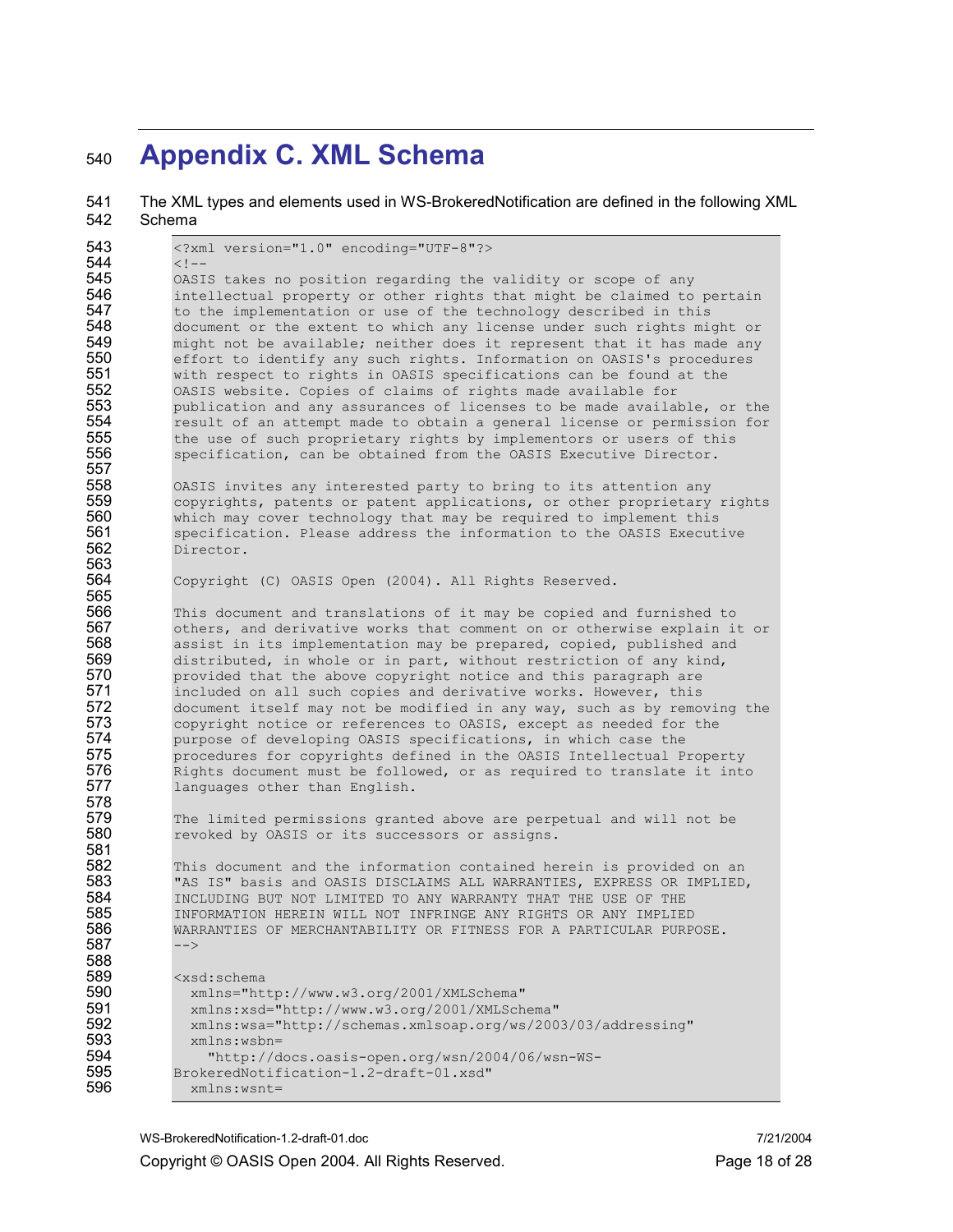# Appendix C. XML Schema

The XML types and elements used in WS-BrokeredNotification are defined in the following XML Schema

```
<?xml version="1.0" encoding="UTF-8"?>
<!--
OASIS takes no position regarding the validity or scope of any
intellectual property or other rights that might be claimed to pertain
to the implementation or use of the technology described in this
document or the extent to which any license under such rights might or
might not be available; neither does it represent that it has made any
effort to identify any such rights. Information on OASIS's procedures
with respect to rights in OASIS specifications can be found at the
OASIS website. Copies of claims of rights made available for
publication and any assurances of licenses to be made available, or the
result of an attempt made to obtain a general license or permission for
the use of such proprietary rights by implementors or users of this
specification, can be obtained from the OASIS Executive Director.

OASIS invites any interested party to bring to its attention any
copyrights, patents or patent applications, or other proprietary rights
which may cover technology that may be required to implement this
specification. Please address the information to the OASIS Executive
Director.

Copyright (C) OASIS Open (2004). All Rights Reserved.

This document and translations of it may be copied and furnished to
others, and derivative works that comment on or otherwise explain it or
assist in its implementation may be prepared, copied, published and
distributed, in whole or in part, without restriction of any kind,
provided that the above copyright notice and this paragraph are
included on all such copies and derivative works. However, this
document itself may not be modified in any way, such as by removing the
copyright notice or references to OASIS, except as needed for the
purpose of developing OASIS specifications, in which case the
procedures for copyrights defined in the OASIS Intellectual Property
Rights document must be followed, or as required to translate it into
languages other than English.

The limited permissions granted above are perpetual and will not be
revoked by OASIS or its successors or assigns.

This document and the information contained herein is provided on an
"AS IS" basis and OASIS DISCLAIMS ALL WARRANTIES, EXPRESS OR IMPLIED,
INCLUDING BUT NOT LIMITED TO ANY WARRANTY THAT THE USE OF THE
INFORMATION HEREIN WILL NOT INFRINGE ANY RIGHTS OR ANY IMPLIED
WARRANTIES OF MERCHANTABILITY OR FITNESS FOR A PARTICULAR PURPOSE.
-->

<xsd:schema
  xmlns="http://www.w3.org/2001/XMLSchema"
  xmlns:xsd="http://www.w3.org/2001/XMLSchema"
  xmlns:wsa="http://schemas.xmlsoap.org/ws/2003/03/addressing"
  xmlns:wsbn=
    "http://docs.oasis-open.org/wsn/2004/06/wsn-WS-
BrokeredNotification-1.2-draft-01.xsd"
  xmlns:wsnt=
```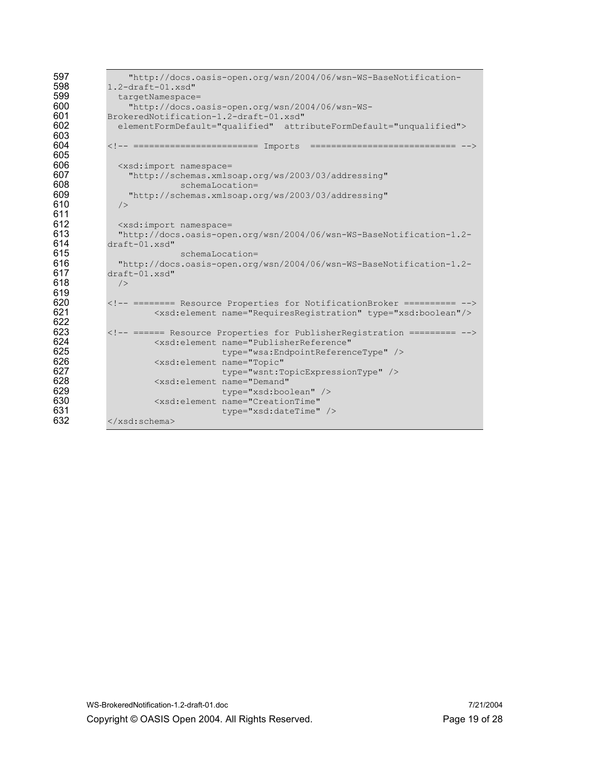```
   "http://docs.oasis-open.org/wsn/2004/06/wsn-WS-BaseNotification-
1.2-draft-01.xsd"
  targetNamespace=
    "http://docs.oasis-open.org/wsn/2004/06/wsn-WS-
BrokeredNotification-1.2-draft-01.xsd"
  elementFormDefault="qualified"  attributeFormDefault="unqualified">

<!-- ======================= Imports  ============================ -->

  <xsd:import namespace=
    "http://schemas.xmlsoap.org/ws/2003/03/addressing"
            schemaLocation=
    "http://schemas.xmlsoap.org/ws/2003/03/addressing"
  />

  <xsd:import namespace=
  "http://docs.oasis-open.org/wsn/2004/06/wsn-WS-BaseNotification-1.2-
draft-01.xsd"
            schemaLocation=
  "http://docs.oasis-open.org/wsn/2004/06/wsn-WS-BaseNotification-1.2-
draft-01.xsd"
  />

<!-- ======== Resource Properties for NotificationBroker ========== -->
         <xsd:element name="RequiresRegistration" type="xsd:boolean"/>

<!-- ====== Resource Properties for PublisherRegistration ========= -->
         <xsd:element name="PublisherReference"
                      type="wsa:EndpointReferenceType" />
         <xsd:element name="Topic"
                      type="wsnt:TopicExpressionType" />
         <xsd:element name="Demand"
                      type="xsd:boolean" />
         <xsd:element name="CreationTime"
                      type="xsd:dateTime" />
</xsd:schema>
```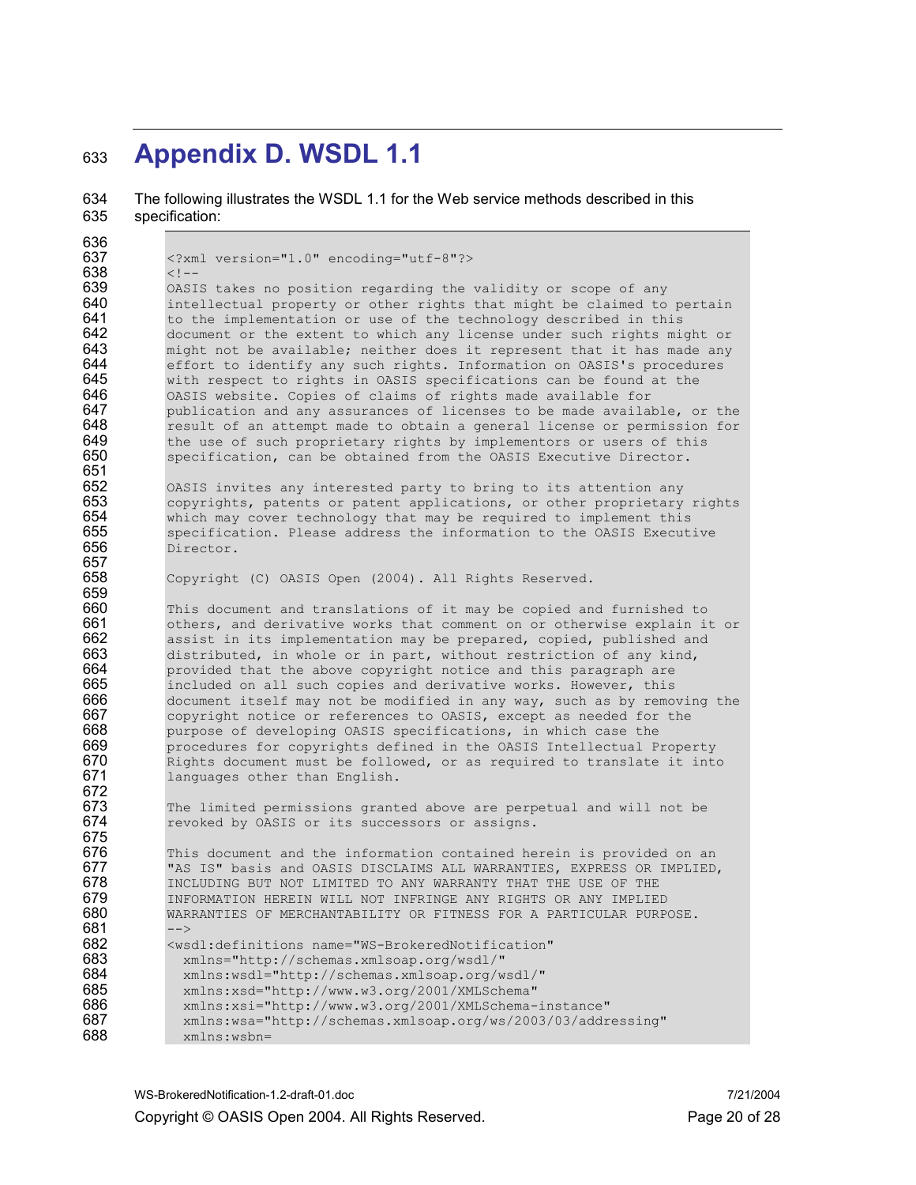# Appendix D. WSDL 1.1

The following illustrates the WSDL 1.1 for the Web service methods described in this specification:

```
<?xml version="1.0" encoding="utf-8"?>
<!--
OASIS takes no position regarding the validity or scope of any
intellectual property or other rights that might be claimed to pertain
to the implementation or use of the technology described in this
document or the extent to which any license under such rights might or
might not be available; neither does it represent that it has made any
effort to identify any such rights. Information on OASIS's procedures
with respect to rights in OASIS specifications can be found at the
OASIS website. Copies of claims of rights made available for
publication and any assurances of licenses to be made available, or the
result of an attempt made to obtain a general license or permission for
the use of such proprietary rights by implementors or users of this
specification, can be obtained from the OASIS Executive Director.

OASIS invites any interested party to bring to its attention any
copyrights, patents or patent applications, or other proprietary rights
which may cover technology that may be required to implement this
specification. Please address the information to the OASIS Executive
Director.

Copyright (C) OASIS Open (2004). All Rights Reserved.

This document and translations of it may be copied and furnished to
others, and derivative works that comment on or otherwise explain it or
assist in its implementation may be prepared, copied, published and
distributed, in whole or in part, without restriction of any kind,
provided that the above copyright notice and this paragraph are
included on all such copies and derivative works. However, this
document itself may not be modified in any way, such as by removing the
copyright notice or references to OASIS, except as needed for the
purpose of developing OASIS specifications, in which case the
procedures for copyrights defined in the OASIS Intellectual Property
Rights document must be followed, or as required to translate it into
languages other than English.

The limited permissions granted above are perpetual and will not be
revoked by OASIS or its successors or assigns.

This document and the information contained herein is provided on an
"AS IS" basis and OASIS DISCLAIMS ALL WARRANTIES, EXPRESS OR IMPLIED,
INCLUDING BUT NOT LIMITED TO ANY WARRANTY THAT THE USE OF THE
INFORMATION HEREIN WILL NOT INFRINGE ANY RIGHTS OR ANY IMPLIED
WARRANTIES OF MERCHANTABILITY OR FITNESS FOR A PARTICULAR PURPOSE.
-->
<wsdl:definitions name="WS-BrokeredNotification"
  xmlns="http://schemas.xmlsoap.org/wsdl/"
  xmlns:wsdl="http://schemas.xmlsoap.org/wsdl/"
  xmlns:xsd="http://www.w3.org/2001/XMLSchema"
  xmlns:xsi="http://www.w3.org/2001/XMLSchema-instance"
  xmlns:wsa="http://schemas.xmlsoap.org/ws/2003/03/addressing"
  xmlns:wsbn=
```

WS-BrokeredNotification-1.2-draft-01.doc 7/21/2004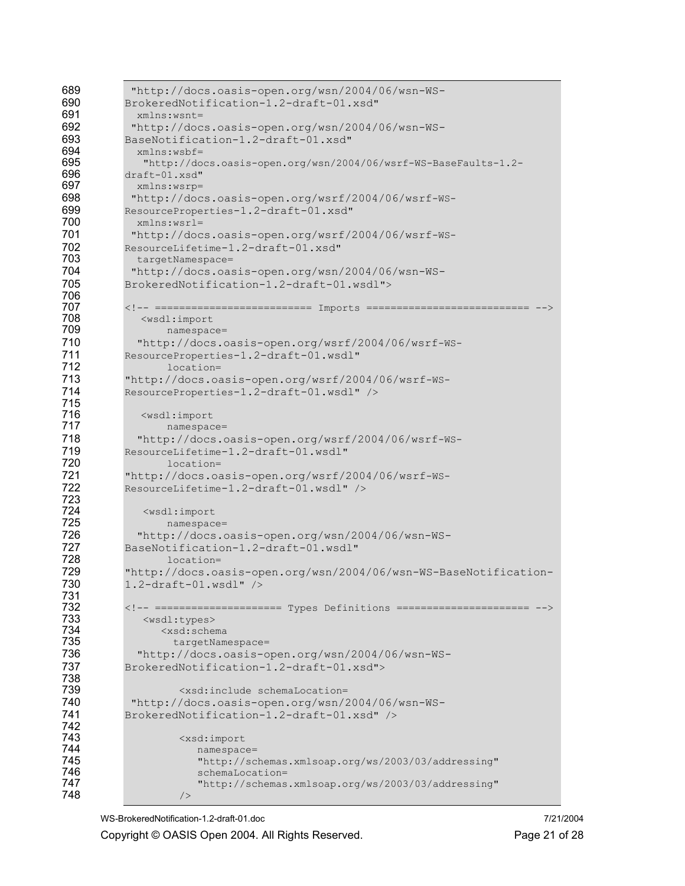```
689     "http://docs.oasis-open.org/wsn/2004/06/wsn-WS-
690    BrokeredNotification-1.2-draft-01.xsd"
691      xmlns:wsnt=
692     "http://docs.oasis-open.org/wsn/2004/06/wsn-WS-
693    BaseNotification-1.2-draft-01.xsd"
694      xmlns:wsbf=
695       "http://docs.oasis-open.org/wsn/2004/06/wsrf-WS-BaseFaults-1.2-
696    draft-01.xsd"
697      xmlns:wsrp=
698     "http://docs.oasis-open.org/wsrf/2004/06/wsrf-WS-
699    ResourceProperties-1.2-draft-01.xsd"
700      xmlns:wsrl=
701     "http://docs.oasis-open.org/wsrf/2004/06/wsrf-WS-
702    ResourceLifetime-1.2-draft-01.xsd"
703      targetNamespace=
704     "http://docs.oasis-open.org/wsn/2004/06/wsn-WS-
705    BrokeredNotification-1.2-draft-01.wsdl">
706
707    <!-- ========================= Imports =========================== -->
708       <wsdl:import
709           namespace=
710      "http://docs.oasis-open.org/wsrf/2004/06/wsrf-WS-
711    ResourceProperties-1.2-draft-01.wsdl"
712           location=
713    "http://docs.oasis-open.org/wsrf/2004/06/wsrf-WS-
714    ResourceProperties-1.2-draft-01.wsdl" />
715
716       <wsdl:import
717           namespace=
718      "http://docs.oasis-open.org/wsrf/2004/06/wsrf-WS-
719    ResourceLifetime-1.2-draft-01.wsdl"
720           location=
721    "http://docs.oasis-open.org/wsrf/2004/06/wsrf-WS-
722    ResourceLifetime-1.2-draft-01.wsdl" />
723
724       <wsdl:import
725           namespace=
726      "http://docs.oasis-open.org/wsn/2004/06/wsn-WS-
727    BaseNotification-1.2-draft-01.wsdl"
728           location=
729    "http://docs.oasis-open.org/wsn/2004/06/wsn-WS-BaseNotification-
730    1.2-draft-01.wsdl" />
731
732    <!-- ==================== Types Definitions ====================== -->
733       <wsdl:types>
734         <xsd:schema
735           targetNamespace=
736      "http://docs.oasis-open.org/wsn/2004/06/wsn-WS-
737    BrokeredNotification-1.2-draft-01.xsd">
738
739             <xsd:include schemaLocation=
740     "http://docs.oasis-open.org/wsn/2004/06/wsn-WS-
741    BrokeredNotification-1.2-draft-01.xsd" />
742
743             <xsd:import
744                namespace=
745                "http://schemas.xmlsoap.org/ws/2003/03/addressing"
746                schemaLocation=
747                "http://schemas.xmlsoap.org/ws/2003/03/addressing"
748             />
```

WS-BrokeredNotification-1.2-draft-01.doc 7/21/2004

Copyright © OASIS Open 2004. All Rights Reserved.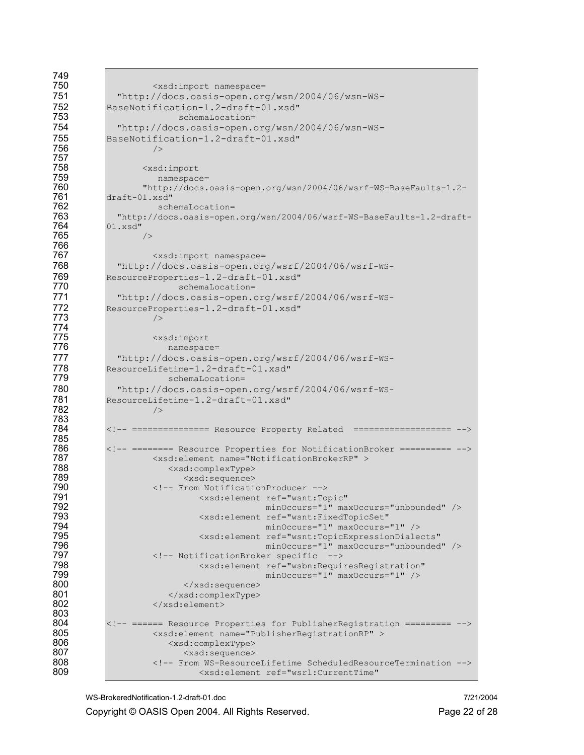```
        <xsd:import namespace=
  "http://docs.oasis-open.org/wsn/2004/06/wsn-WS-
BaseNotification-1.2-draft-01.xsd"
            schemaLocation=
  "http://docs.oasis-open.org/wsn/2004/06/wsn-WS-
BaseNotification-1.2-draft-01.xsd"
        />

      <xsd:import
         namespace=
      "http://docs.oasis-open.org/wsn/2004/06/wsrf-WS-BaseFaults-1.2-
draft-01.xsd"
         schemaLocation=
  "http://docs.oasis-open.org/wsn/2004/06/wsrf-WS-BaseFaults-1.2-draft-
01.xsd"
      />

        <xsd:import namespace=
  "http://docs.oasis-open.org/wsrf/2004/06/wsrf-WS-
ResourceProperties-1.2-draft-01.xsd"
            schemaLocation=
  "http://docs.oasis-open.org/wsrf/2004/06/wsrf-WS-
ResourceProperties-1.2-draft-01.xsd"
        />

        <xsd:import
           namespace=
  "http://docs.oasis-open.org/wsrf/2004/06/wsrf-WS-
ResourceLifetime-1.2-draft-01.xsd"
           schemaLocation=
  "http://docs.oasis-open.org/wsrf/2004/06/wsrf-WS-
ResourceLifetime-1.2-draft-01.xsd"
        />

<!-- =============== Resource Property Related  =================== -->

<!-- ======== Resource Properties for NotificationBroker ========== -->
        <xsd:element name="NotificationBrokerRP" >
           <xsd:complexType>
              <xsd:sequence>
        <!-- From NotificationProducer -->
                 <xsd:element ref="wsnt:Topic"
                              minOccurs="1" maxOccurs="unbounded" />
                 <xsd:element ref="wsnt:FixedTopicSet"
                              minOccurs="1" maxOccurs="1" />
                 <xsd:element ref="wsnt:TopicExpressionDialects"
                              minOccurs="1" maxOccurs="unbounded" />
        <!-- NotificationBroker specific  -->
                 <xsd:element ref="wsbn:RequiresRegistration"
                              minOccurs="1" maxOccurs="1" />
              </xsd:sequence>
           </xsd:complexType>
        </xsd:element>

<!-- ====== Resource Properties for PublisherRegistration ========= -->
        <xsd:element name="PublisherRegistrationRP" >
           <xsd:complexType>
              <xsd:sequence>
        <!-- From WS-ResourceLifetime ScheduledResourceTermination -->
                 <xsd:element ref="wsrl:CurrentTime"
```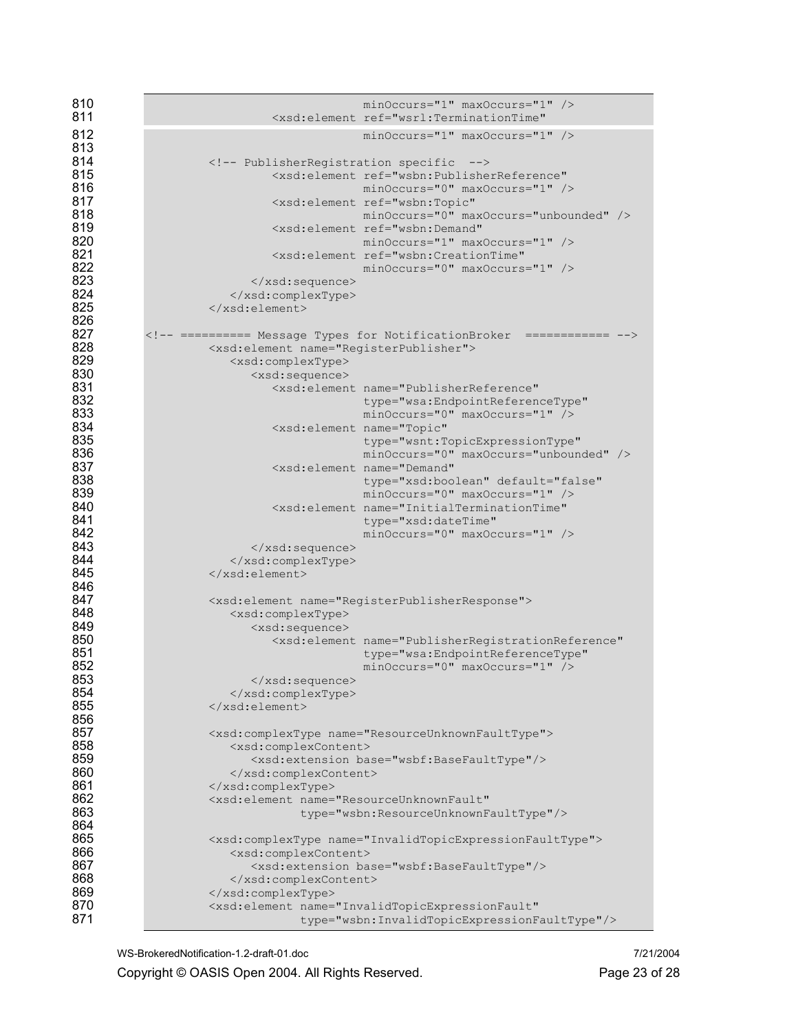```
810                                  minOccurs="1" maxOccurs="1" />
811                     <xsd:element ref="wsrl:TerminationTime"
812                                  minOccurs="1" maxOccurs="1" />
813
814             <!-- PublisherRegistration specific  -->
815                     <xsd:element ref="wsbn:PublisherReference"
816                                  minOccurs="0" maxOccurs="1" />
817                     <xsd:element ref="wsbn:Topic"
818                                  minOccurs="0" maxOccurs="unbounded" />
819                     <xsd:element ref="wsbn:Demand"
820                                  minOccurs="1" maxOccurs="1" />
821                     <xsd:element ref="wsbn:CreationTime"
822                                  minOccurs="0" maxOccurs="1" />
823                 </xsd:sequence>
824             </xsd:complexType>
825         </xsd:element>
826
827 <!-- ========== Message Types for NotificationBroker  ============ -->
828         <xsd:element name="RegisterPublisher">
829             <xsd:complexType>
830                 <xsd:sequence>
831                     <xsd:element name="PublisherReference"
832                                  type="wsa:EndpointReferenceType"
833                                  minOccurs="0" maxOccurs="1" />
834                     <xsd:element name="Topic"
835                                  type="wsnt:TopicExpressionType"
836                                  minOccurs="0" maxOccurs="unbounded" />
837                     <xsd:element name="Demand"
838                                  type="xsd:boolean" default="false"
839                                  minOccurs="0" maxOccurs="1" />
840                     <xsd:element name="InitialTerminationTime"
841                                  type="xsd:dateTime"
842                                  minOccurs="0" maxOccurs="1" />
843                 </xsd:sequence>
844             </xsd:complexType>
845         </xsd:element>
846
847         <xsd:element name="RegisterPublisherResponse">
848             <xsd:complexType>
849                 <xsd:sequence>
850                     <xsd:element name="PublisherRegistrationReference"
851                                  type="wsa:EndpointReferenceType"
852                                  minOccurs="0" maxOccurs="1" />
853                 </xsd:sequence>
854             </xsd:complexType>
855         </xsd:element>
856
857         <xsd:complexType name="ResourceUnknownFaultType">
858             <xsd:complexContent>
859                 <xsd:extension base="wsbf:BaseFaultType"/>
860             </xsd:complexContent>
861         </xsd:complexType>
862         <xsd:element name="ResourceUnknownFault"
863                      type="wsbn:ResourceUnknownFaultType"/>
864
865         <xsd:complexType name="InvalidTopicExpressionFaultType">
866             <xsd:complexContent>
867                 <xsd:extension base="wsbf:BaseFaultType"/>
868             </xsd:complexContent>
869         </xsd:complexType>
870         <xsd:element name="InvalidTopicExpressionFault"
871                      type="wsbn:InvalidTopicExpressionFaultType"/>
```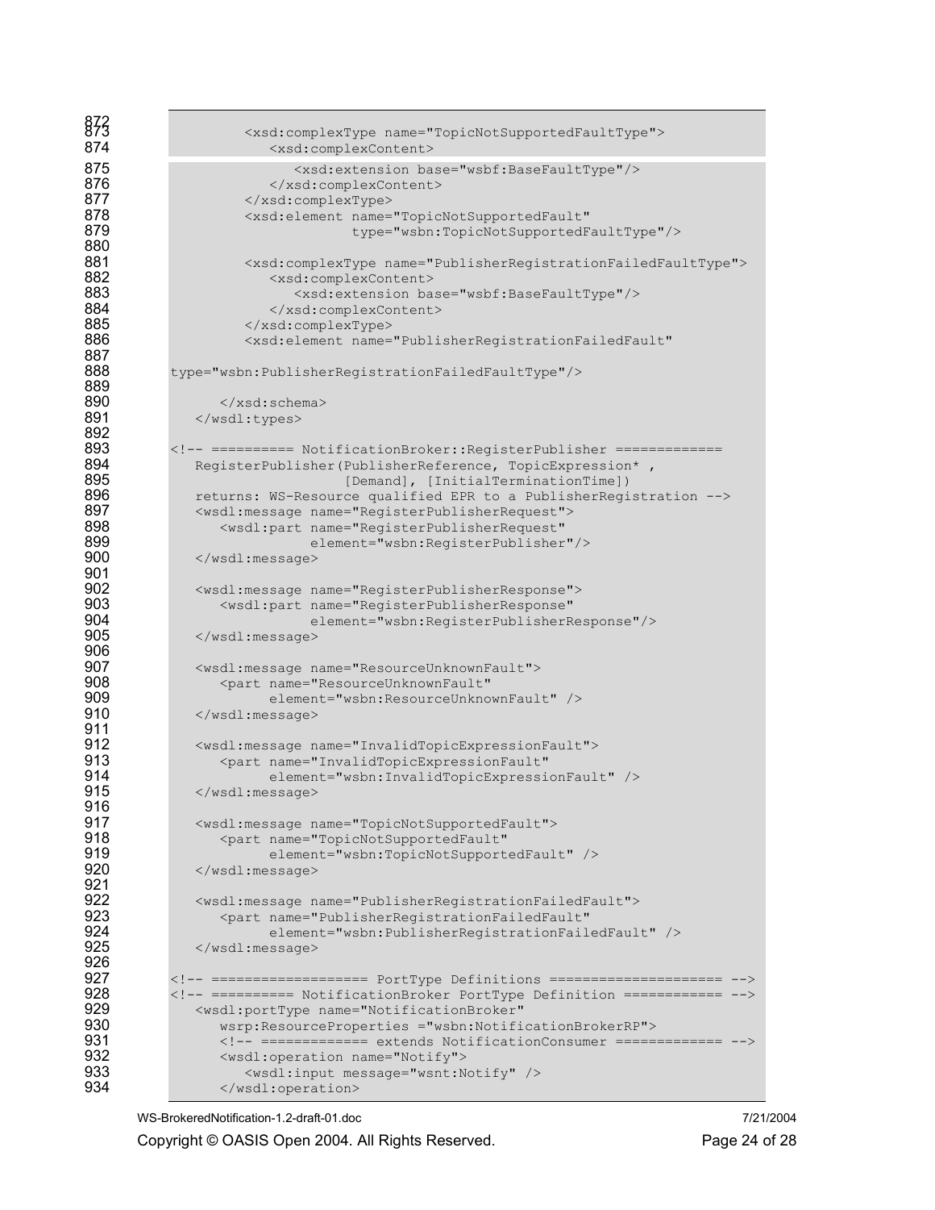```
            <xsd:complexType name="TopicNotSupportedFaultType">
               <xsd:complexContent>
                  <xsd:extension base="wsbf:BaseFaultType"/>
               </xsd:complexContent>
            </xsd:complexType>
            <xsd:element name="TopicNotSupportedFault"
                         type="wsbn:TopicNotSupportedFaultType"/>

            <xsd:complexType name="PublisherRegistrationFailedFaultType">
               <xsd:complexContent>
                  <xsd:extension base="wsbf:BaseFaultType"/>
               </xsd:complexContent>
            </xsd:complexType>
            <xsd:element name="PublisherRegistrationFailedFault"

type="wsbn:PublisherRegistrationFailedFaultType"/>

         </xsd:schema>
   </wsdl:types>

<!-- ========== NotificationBroker::RegisterPublisher =============
   RegisterPublisher(PublisherReference, TopicExpression* ,
                     [Demand], [InitialTerminationTime])
   returns: WS-Resource qualified EPR to a PublisherRegistration -->
   <wsdl:message name="RegisterPublisherRequest">
      <wsdl:part name="RegisterPublisherRequest"
                 element="wsbn:RegisterPublisher"/>
   </wsdl:message>

   <wsdl:message name="RegisterPublisherResponse">
      <wsdl:part name="RegisterPublisherResponse"
                 element="wsbn:RegisterPublisherResponse"/>
   </wsdl:message>

   <wsdl:message name="ResourceUnknownFault">
      <part name="ResourceUnknownFault"
            element="wsbn:ResourceUnknownFault" />
   </wsdl:message>

   <wsdl:message name="InvalidTopicExpressionFault">
      <part name="InvalidTopicExpressionFault"
            element="wsbn:InvalidTopicExpressionFault" />
   </wsdl:message>

   <wsdl:message name="TopicNotSupportedFault">
      <part name="TopicNotSupportedFault"
            element="wsbn:TopicNotSupportedFault" />
   </wsdl:message>

   <wsdl:message name="PublisherRegistrationFailedFault">
      <part name="PublisherRegistrationFailedFault"
            element="wsbn:PublisherRegistrationFailedFault" />
   </wsdl:message>

<!-- =================== PortType Definitions ===================== -->
<!-- ========== NotificationBroker PortType Definition ============ -->
   <wsdl:portType name="NotificationBroker"
      wsrp:ResourceProperties ="wsbn:NotificationBrokerRP">
      <!-- ============= extends NotificationConsumer ============= -->
      <wsdl:operation name="Notify">
         <wsdl:input message="wsnt:Notify" />
      </wsdl:operation>
```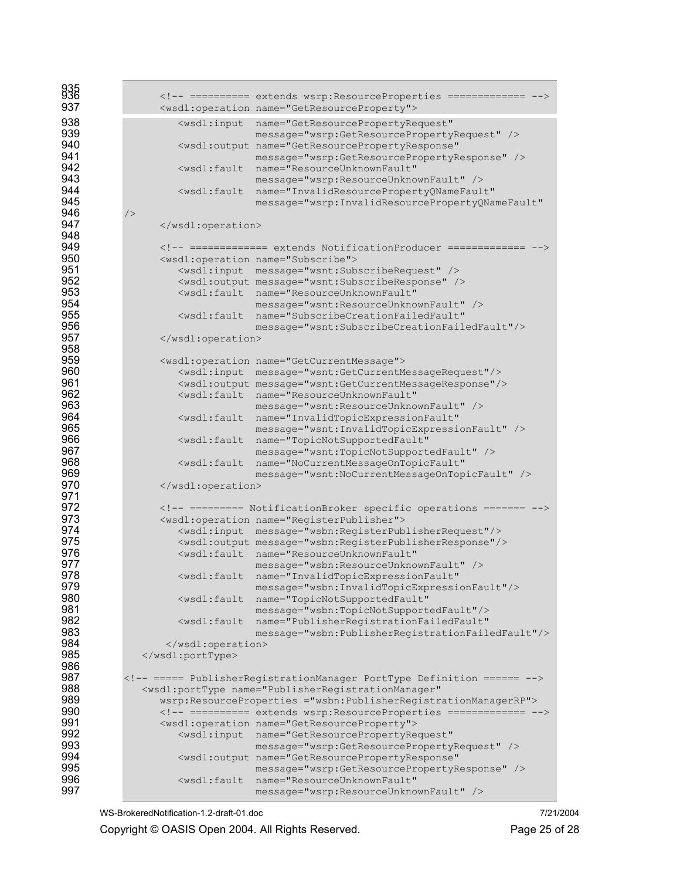```
935
936         <!-- ========== extends wsrp:ResourceProperties ============= -->
937         <wsdl:operation name="GetResourceProperty">
938            <wsdl:input  name="GetResourcePropertyRequest"
939                         message="wsrp:GetResourcePropertyRequest" />
940            <wsdl:output name="GetResourcePropertyResponse"
941                         message="wsrp:GetResourcePropertyResponse" />
942            <wsdl:fault  name="ResourceUnknownFault"
943                         message="wsrp:ResourceUnknownFault" />
944            <wsdl:fault  name="InvalidResourcePropertyQNameFault"
945                         message="wsrp:InvalidResourcePropertyQNameFault"
946   />
947         </wsdl:operation>
948
949         <!-- ============= extends NotificationProducer ============= -->
950         <wsdl:operation name="Subscribe">
951            <wsdl:input  message="wsnt:SubscribeRequest" />
952            <wsdl:output message="wsnt:SubscribeResponse" />
953            <wsdl:fault  name="ResourceUnknownFault"
954                         message="wsnt:ResourceUnknownFault" />
955            <wsdl:fault  name="SubscribeCreationFailedFault"
956                         message="wsnt:SubscribeCreationFailedFault"/>
957         </wsdl:operation>
958
959         <wsdl:operation name="GetCurrentMessage">
960            <wsdl:input  message="wsnt:GetCurrentMessageRequest"/>
961            <wsdl:output message="wsnt:GetCurrentMessageResponse"/>
962            <wsdl:fault  name="ResourceUnknownFault"
963                         message="wsnt:ResourceUnknownFault" />
964            <wsdl:fault  name="InvalidTopicExpressionFault"
965                         message="wsnt:InvalidTopicExpressionFault" />
966            <wsdl:fault  name="TopicNotSupportedFault"
967                         message="wsnt:TopicNotSupportedFault" />
968            <wsdl:fault  name="NoCurrentMessageOnTopicFault"
969                         message="wsnt:NoCurrentMessageOnTopicFault" />
970         </wsdl:operation>
971
972         <!-- ========= NotificationBroker specific operations ======= -->
973         <wsdl:operation name="RegisterPublisher">
974            <wsdl:input  message="wsbn:RegisterPublisherRequest"/>
975            <wsdl:output message="wsbn:RegisterPublisherResponse"/>
976            <wsdl:fault  name="ResourceUnknownFault"
977                         message="wsbn:ResourceUnknownFault" />
978            <wsdl:fault  name="InvalidTopicExpressionFault"
979                         message="wsbn:InvalidTopicExpressionFault"/>
980            <wsdl:fault  name="TopicNotSupportedFault"
981                         message="wsbn:TopicNotSupportedFault"/>
982            <wsdl:fault  name="PublisherRegistrationFailedFault"
983                         message="wsbn:PublisherRegistrationFailedFault"/>
984          </wsdl:operation>
985      </wsdl:portType>
986
987   <!-- ===== PublisherRegistrationManager PortType Definition ====== -->
988      <wsdl:portType name="PublisherRegistrationManager"
989         wsrp:ResourceProperties ="wsbn:PublisherRegistrationManagerRP">
990         <!-- ========== extends wsrp:ResourceProperties ============= -->
991         <wsdl:operation name="GetResourceProperty">
992            <wsdl:input  name="GetResourcePropertyRequest"
993                         message="wsrp:GetResourcePropertyRequest" />
994            <wsdl:output name="GetResourcePropertyResponse"
995                         message="wsrp:GetResourcePropertyResponse" />
996            <wsdl:fault  name="ResourceUnknownFault"
997                         message="wsrp:ResourceUnknownFault" />
```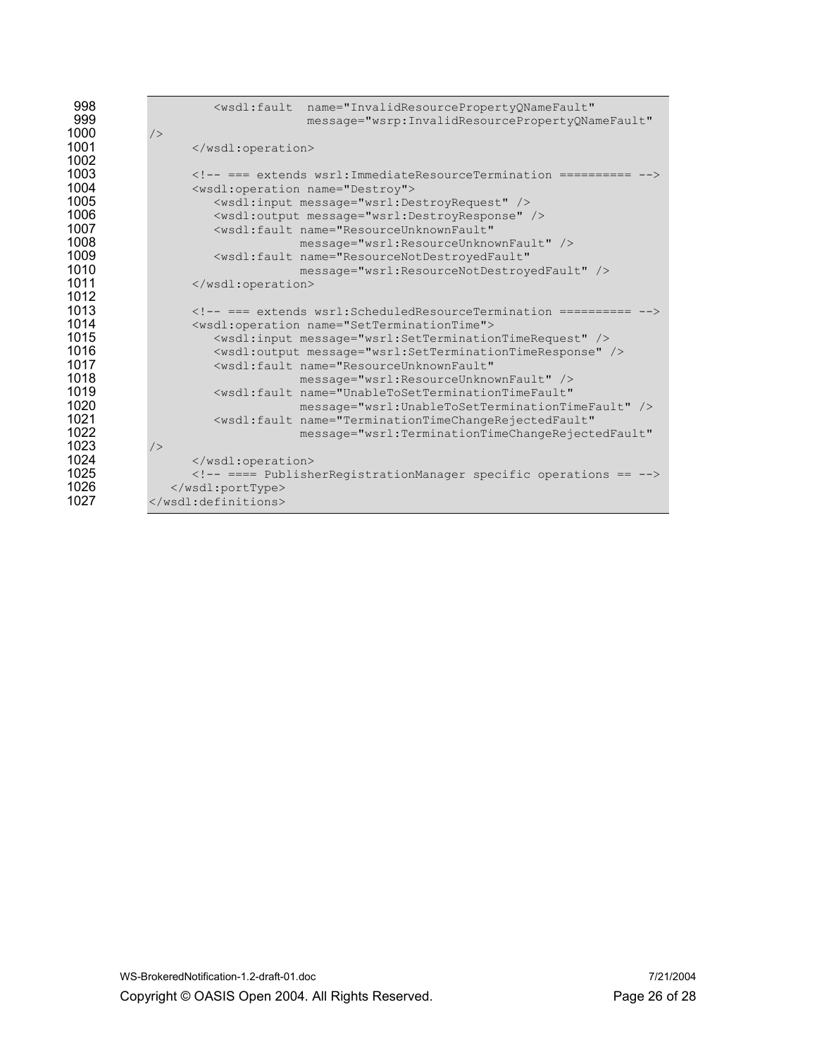```
998             <wsdl:fault  name="InvalidResourcePropertyQNameFault"
999                          message="wsrp:InvalidResourcePropertyQNameFault"
1000  />
1001        </wsdl:operation>
1002
1003        <!-- === extends wsrl:ImmediateResourceTermination ========== -->
1004        <wsdl:operation name="Destroy">
1005           <wsdl:input message="wsrl:DestroyRequest" />
1006           <wsdl:output message="wsrl:DestroyResponse" />
1007           <wsdl:fault name="ResourceUnknownFault"
1008                       message="wsrl:ResourceUnknownFault" />
1009           <wsdl:fault name="ResourceNotDestroyedFault"
1010                       message="wsrl:ResourceNotDestroyedFault" />
1011        </wsdl:operation>
1012
1013        <!-- === extends wsrl:ScheduledResourceTermination ========== -->
1014        <wsdl:operation name="SetTerminationTime">
1015           <wsdl:input message="wsrl:SetTerminationTimeRequest" />
1016           <wsdl:output message="wsrl:SetTerminationTimeResponse" />
1017           <wsdl:fault name="ResourceUnknownFault"
1018                       message="wsrl:ResourceUnknownFault" />
1019           <wsdl:fault name="UnableToSetTerminationTimeFault"
1020                       message="wsrl:UnableToSetTerminationTimeFault" />
1021           <wsdl:fault name="TerminationTimeChangeRejectedFault"
1022                       message="wsrl:TerminationTimeChangeRejectedFault"
1023  />
1024        </wsdl:operation>
1025        <!-- ==== PublisherRegistrationManager specific operations == -->
1026     </wsdl:portType>
1027  </wsdl:definitions>
```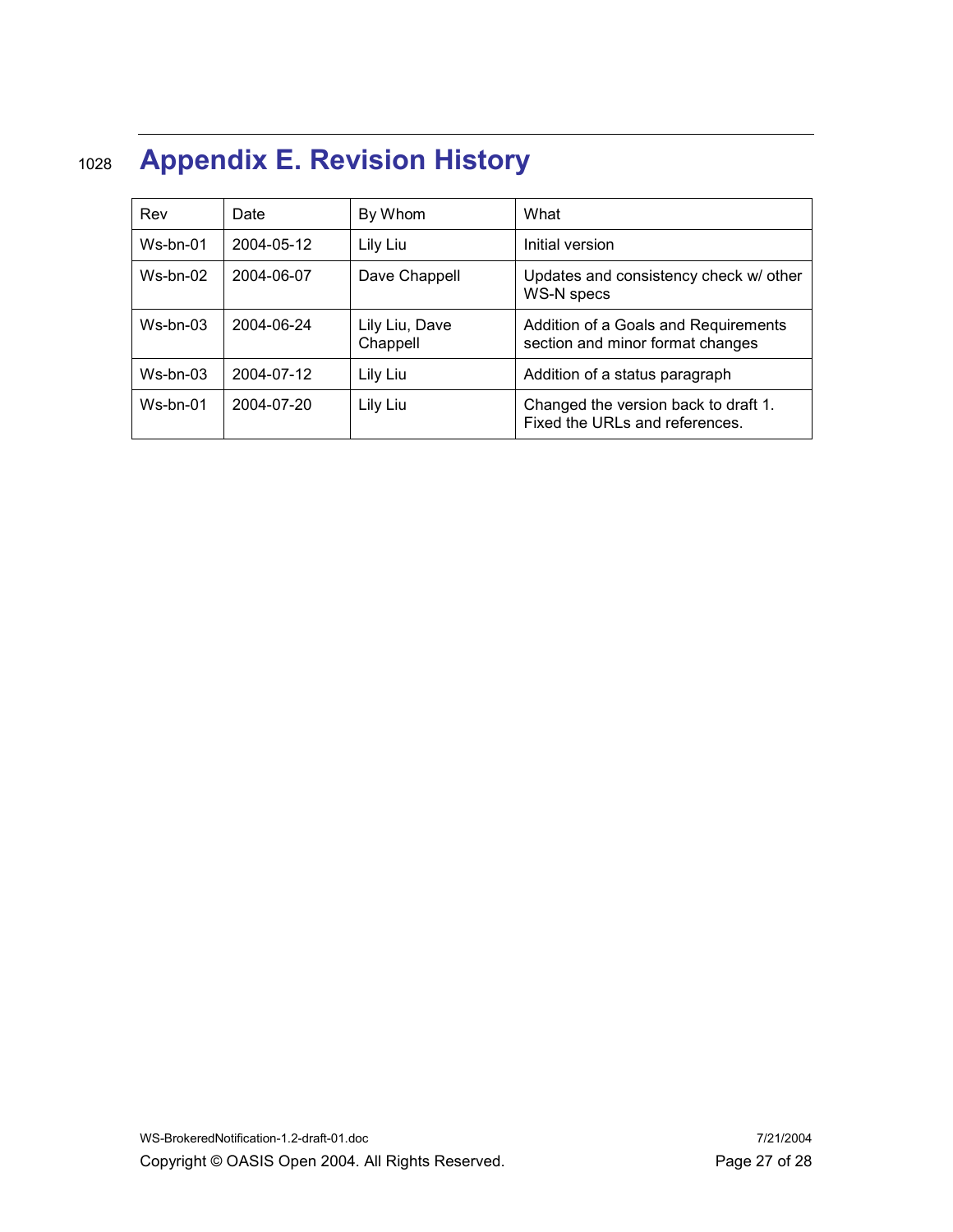# Appendix E. Revision History

| Rev | Date | By Whom | What |
|---|---|---|---|
| Ws-bn-01 | 2004-05-12 | Lily Liu | Initial version |
| Ws-bn-02 | 2004-06-07 | Dave Chappell | Updates and consistency check w/ other WS-N specs |
| Ws-bn-03 | 2004-06-24 | Lily Liu, Dave Chappell | Addition of a Goals and Requirements section and minor format changes |
| Ws-bn-03 | 2004-07-12 | Lily Liu | Addition of a status paragraph |
| Ws-bn-01 | 2004-07-20 | Lily Liu | Changed the version back to draft 1. Fixed the URLs and references. |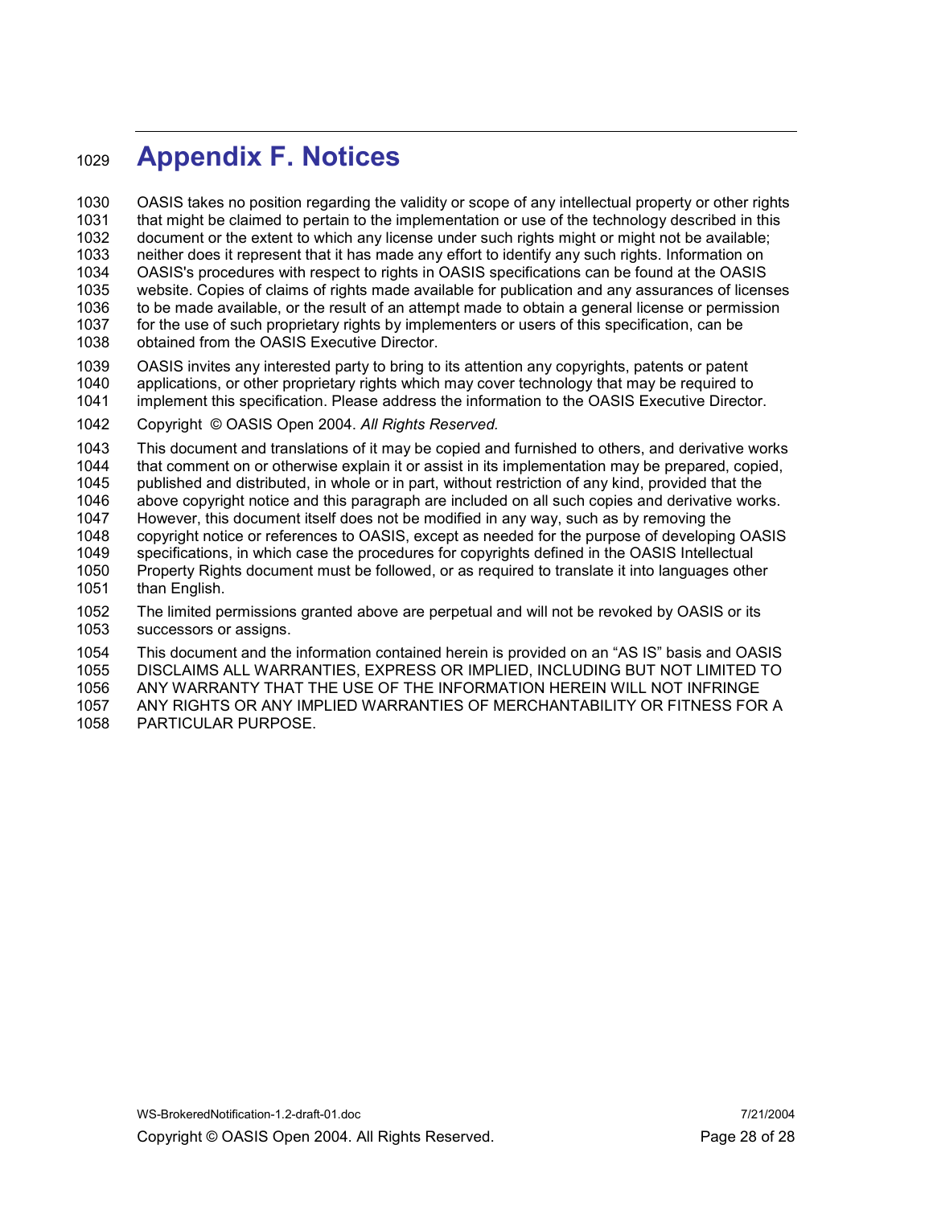# Appendix F. Notices

OASIS takes no position regarding the validity or scope of any intellectual property or other rights that might be claimed to pertain to the implementation or use of the technology described in this document or the extent to which any license under such rights might or might not be available; neither does it represent that it has made any effort to identify any such rights. Information on OASIS's procedures with respect to rights in OASIS specifications can be found at the OASIS website. Copies of claims of rights made available for publication and any assurances of licenses to be made available, or the result of an attempt made to obtain a general license or permission for the use of such proprietary rights by implementers or users of this specification, can be obtained from the OASIS Executive Director.

OASIS invites any interested party to bring to its attention any copyrights, patents or patent applications, or other proprietary rights which may cover technology that may be required to implement this specification. Please address the information to the OASIS Executive Director.

Copyright © OASIS Open 2004. *All Rights Reserved.*

This document and translations of it may be copied and furnished to others, and derivative works that comment on or otherwise explain it or assist in its implementation may be prepared, copied, published and distributed, in whole or in part, without restriction of any kind, provided that the above copyright notice and this paragraph are included on all such copies and derivative works. However, this document itself does not be modified in any way, such as by removing the copyright notice or references to OASIS, except as needed for the purpose of developing OASIS specifications, in which case the procedures for copyrights defined in the OASIS Intellectual Property Rights document must be followed, or as required to translate it into languages other than English.

The limited permissions granted above are perpetual and will not be revoked by OASIS or its successors or assigns.

This document and the information contained herein is provided on an "AS IS" basis and OASIS DISCLAIMS ALL WARRANTIES, EXPRESS OR IMPLIED, INCLUDING BUT NOT LIMITED TO ANY WARRANTY THAT THE USE OF THE INFORMATION HEREIN WILL NOT INFRINGE ANY RIGHTS OR ANY IMPLIED WARRANTIES OF MERCHANTABILITY OR FITNESS FOR A PARTICULAR PURPOSE.